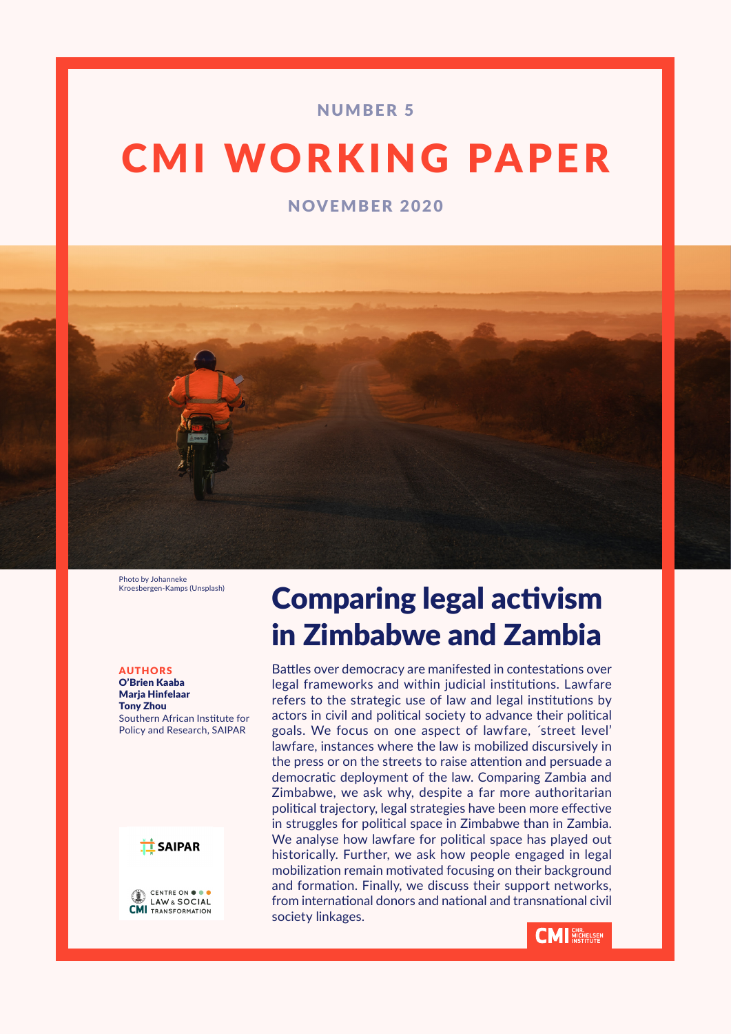NUMBER 5

# CMI WORKING PAPER

NOVEMBER 2020

Photo by Johanneke Kroesbergen-Kamps (Unsplash)

**AUTHORS**
**O'Brien Kaaba**
**Marja Hinfelaar**
**Tony Zhou**
Southern African Institute for Policy and Research, SAIPAR

## Comparing legal activism in Zimbabwe and Zambia

Battles over democracy are manifested in contestations over legal frameworks and within judicial institutions. Lawfare refers to the strategic use of law and legal institutions by actors in civil and political society to advance their political goals. We focus on one aspect of lawfare, ´street level' lawfare, instances where the law is mobilized discursively in the press or on the streets to raise attention and persuade a democratic deployment of the law. Comparing Zambia and Zimbabwe, we ask why, despite a far more authoritarian political trajectory, legal strategies have been more effective in struggles for political space in Zimbabwe than in Zambia. We analyse how lawfare for political space has played out historically. Further, we ask how people engaged in legal mobilization remain motivated focusing on their background and formation. Finally, we discuss their support networks, from international donors and national and transnational civil society linkages.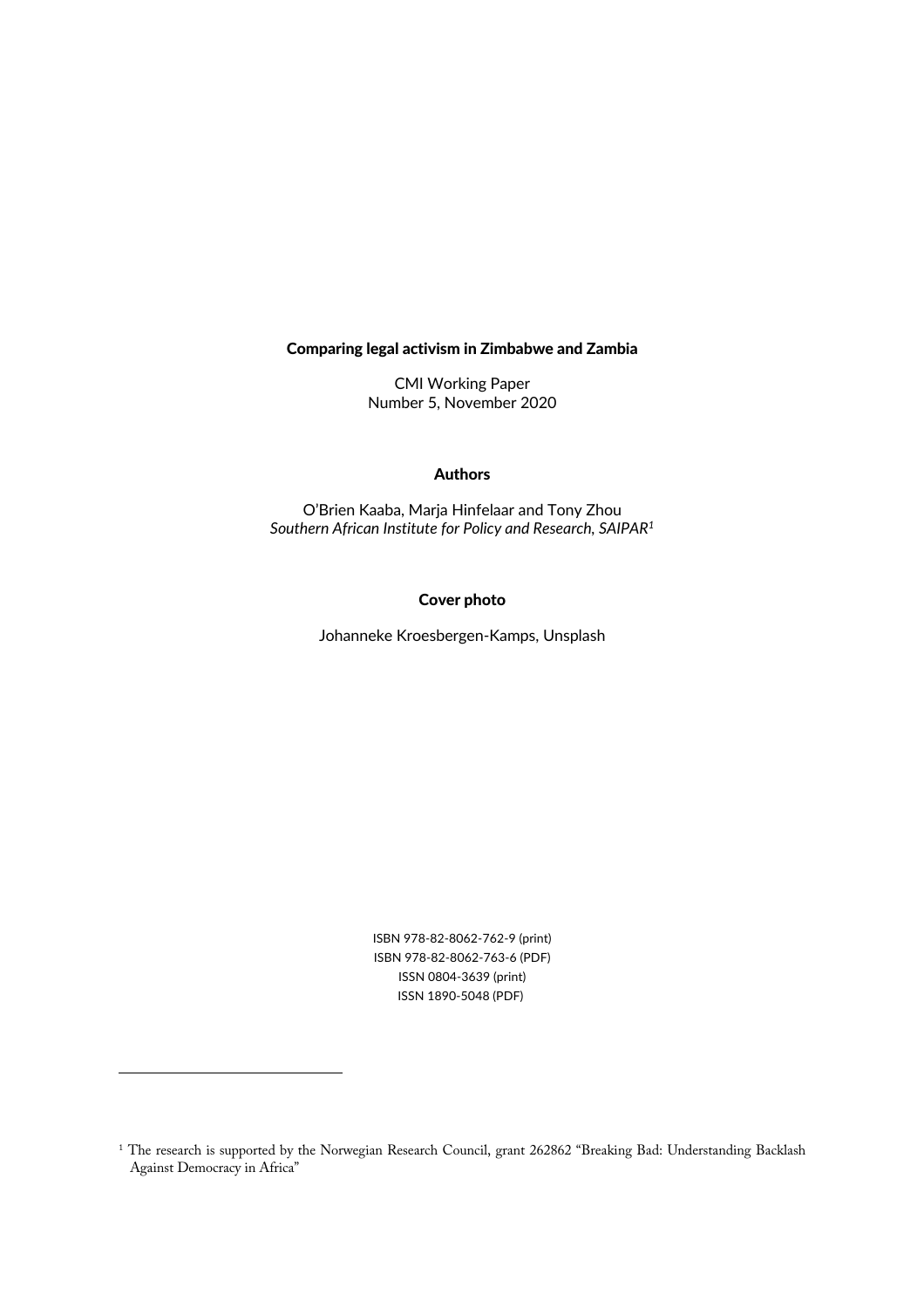**Comparing legal activism in Zimbabwe and Zambia**

CMI Working Paper
Number 5, November 2020

**Authors**

O'Brien Kaaba, Marja Hinfelaar and Tony Zhou
*Southern African Institute for Policy and Research, SAIPAR*[1]

**Cover photo**

Johanneke Kroesbergen-Kamps, Unsplash

ISBN 978-82-8062-762-9 (print)
ISBN 978-82-8062-763-6 (PDF)
ISSN 0804-3639 (print)
ISSN 1890-5048 (PDF)

---

[1] The research is supported by the Norwegian Research Council, grant 262862 "Breaking Bad: Understanding Backlash Against Democracy in Africa"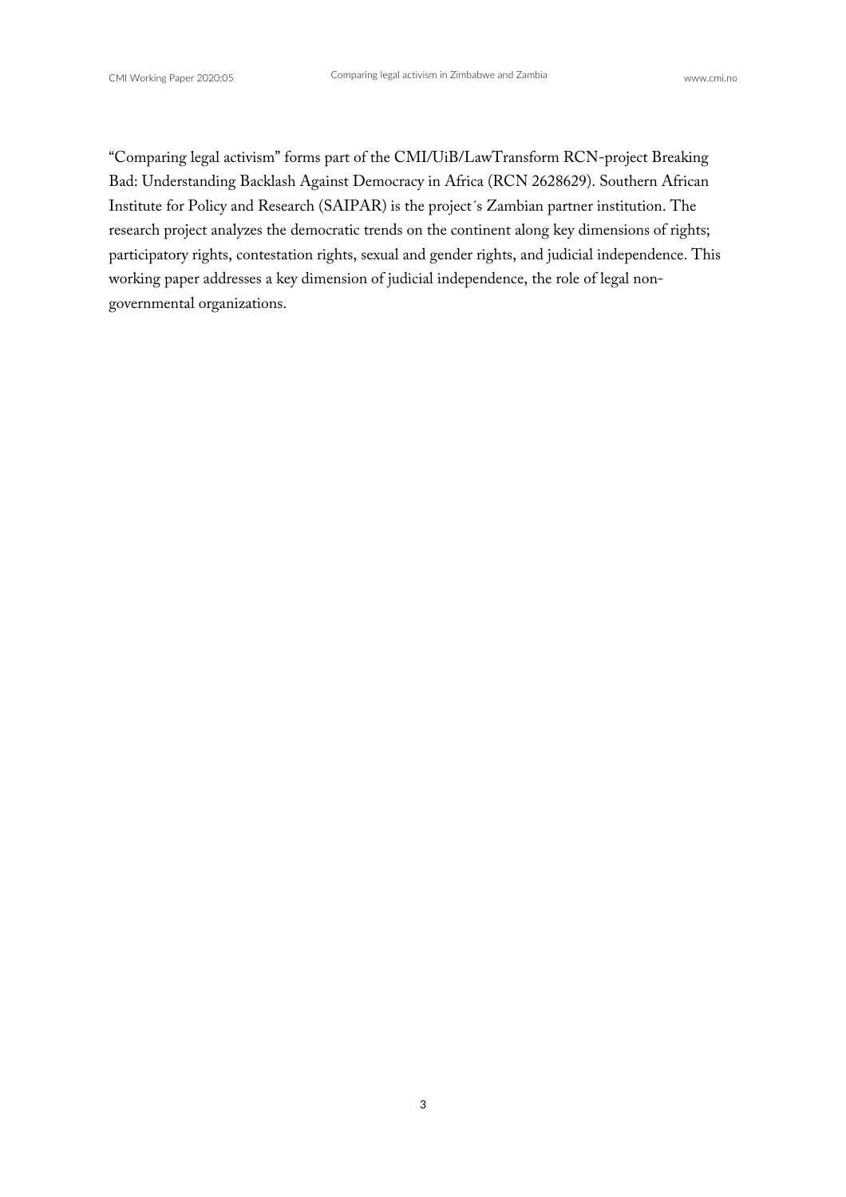"Comparing legal activism" forms part of the CMI/UiB/LawTransform RCN-project Breaking Bad: Understanding Backlash Against Democracy in Africa (RCN 2628629). Southern African Institute for Policy and Research (SAIPAR) is the project´s Zambian partner institution. The research project analyzes the democratic trends on the continent along key dimensions of rights; participatory rights, contestation rights, sexual and gender rights, and judicial independence. This working paper addresses a key dimension of judicial independence, the role of legal non-governmental organizations.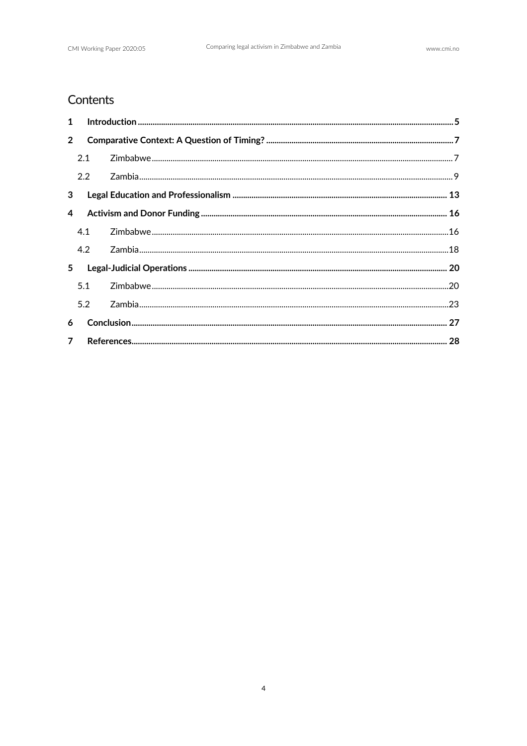# Contents

1 **Introduction** ..... 5

2 **Comparative Context: A Question of Timing?** ..... 7

  2.1 Zimbabwe ..... 7

  2.2 Zambia ..... 9

3 **Legal Education and Professionalism** ..... 13

4 **Activism and Donor Funding** ..... 16

  4.1 Zimbabwe ..... 16

  4.2 Zambia ..... 18

5 **Legal-Judicial Operations** ..... 20

  5.1 Zimbabwe ..... 20

  5.2 Zambia ..... 23

6 **Conclusion** ..... 27

7 **References** ..... 28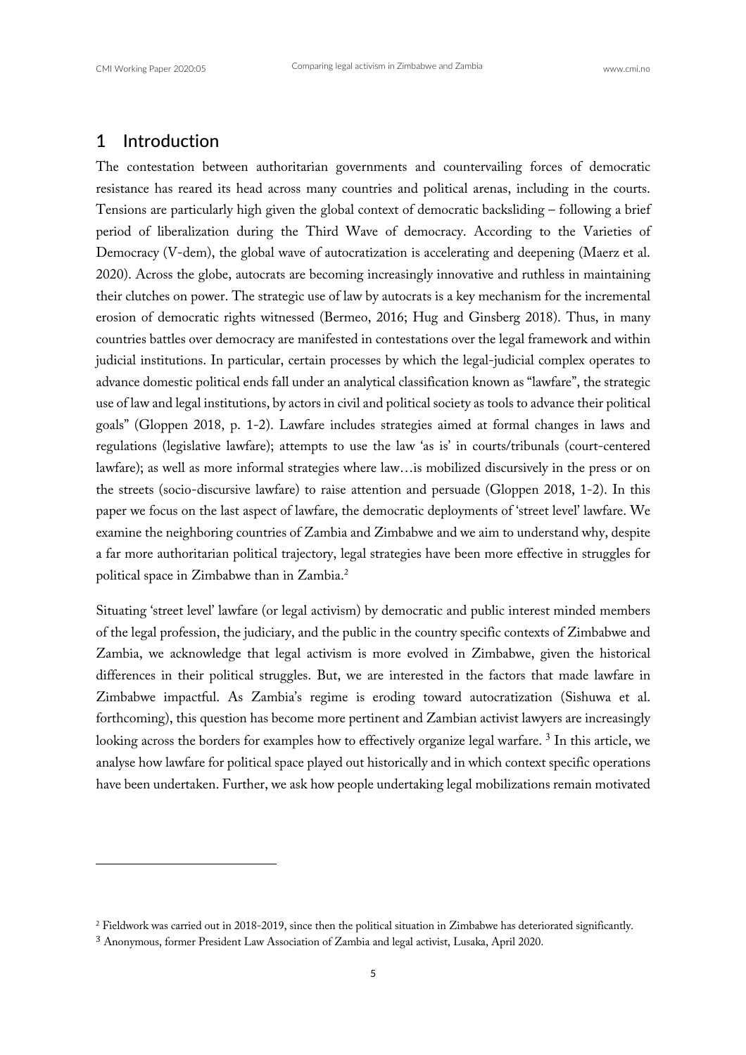## 1 Introduction

The contestation between authoritarian governments and countervailing forces of democratic resistance has reared its head across many countries and political arenas, including in the courts. Tensions are particularly high given the global context of democratic backsliding – following a brief period of liberalization during the Third Wave of democracy. According to the Varieties of Democracy (V-dem), the global wave of autocratization is accelerating and deepening (Maerz et al. 2020). Across the globe, autocrats are becoming increasingly innovative and ruthless in maintaining their clutches on power. The strategic use of law by autocrats is a key mechanism for the incremental erosion of democratic rights witnessed (Bermeo, 2016; Hug and Ginsberg 2018). Thus, in many countries battles over democracy are manifested in contestations over the legal framework and within judicial institutions. In particular, certain processes by which the legal-judicial complex operates to advance domestic political ends fall under an analytical classification known as "lawfare", the strategic use of law and legal institutions, by actors in civil and political society as tools to advance their political goals" (Gloppen 2018, p. 1-2). Lawfare includes strategies aimed at formal changes in laws and regulations (legislative lawfare); attempts to use the law 'as is' in courts/tribunals (court-centered lawfare); as well as more informal strategies where law…is mobilized discursively in the press or on the streets (socio-discursive lawfare) to raise attention and persuade (Gloppen 2018, 1-2). In this paper we focus on the last aspect of lawfare, the democratic deployments of 'street level' lawfare. We examine the neighboring countries of Zambia and Zimbabwe and we aim to understand why, despite a far more authoritarian political trajectory, legal strategies have been more effective in struggles for political space in Zimbabwe than in Zambia.[2]

Situating 'street level' lawfare (or legal activism) by democratic and public interest minded members of the legal profession, the judiciary, and the public in the country specific contexts of Zimbabwe and Zambia, we acknowledge that legal activism is more evolved in Zimbabwe, given the historical differences in their political struggles. But, we are interested in the factors that made lawfare in Zimbabwe impactful. As Zambia's regime is eroding toward autocratization (Sishuwa et al. forthcoming), this question has become more pertinent and Zambian activist lawyers are increasingly looking across the borders for examples how to effectively organize legal warfare. [3] In this article, we analyse how lawfare for political space played out historically and in which context specific operations have been undertaken. Further, we ask how people undertaking legal mobilizations remain motivated

[2] Fieldwork was carried out in 2018-2019, since then the political situation in Zimbabwe has deteriorated significantly.

[3] Anonymous, former President Law Association of Zambia and legal activist, Lusaka, April 2020.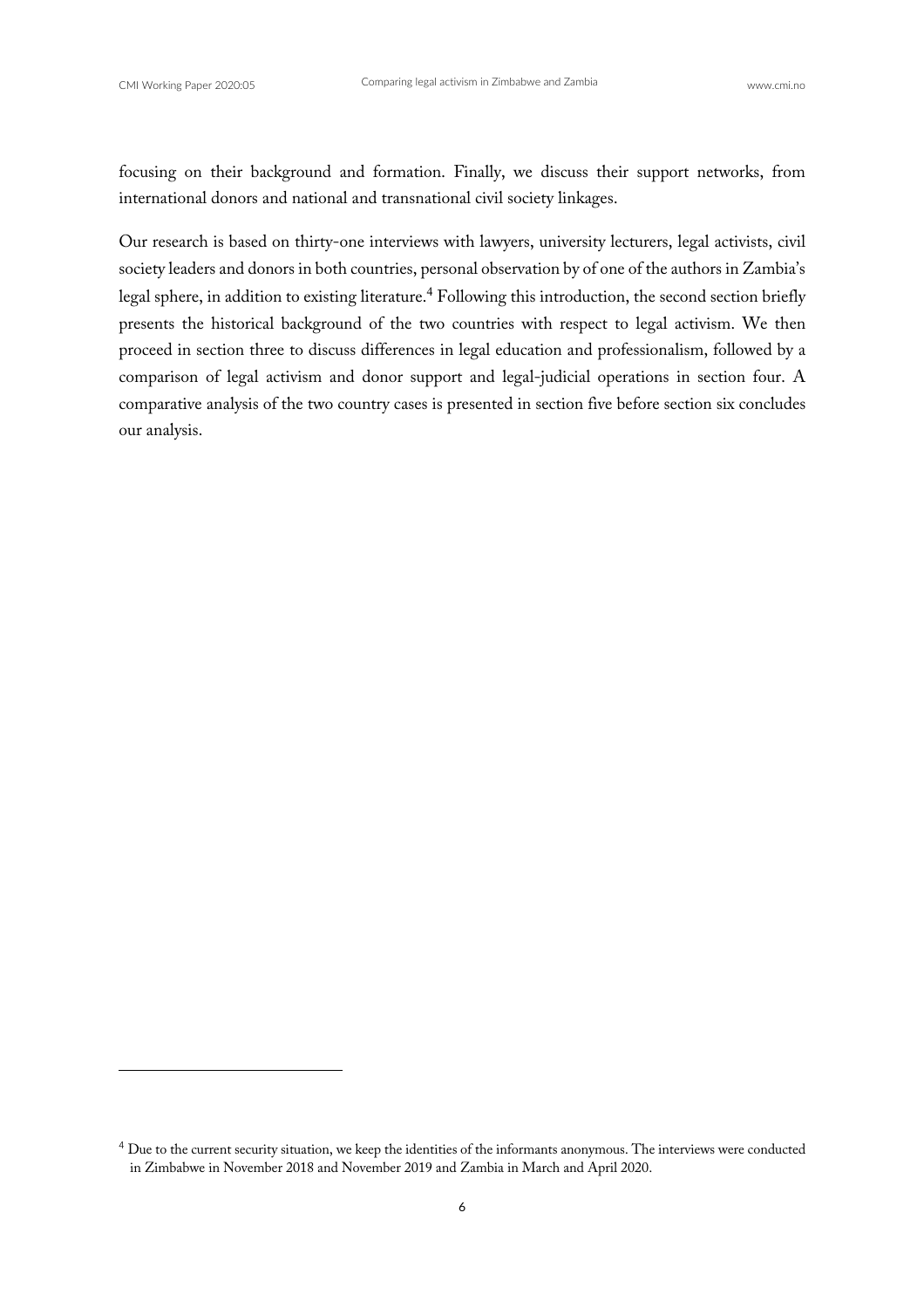focusing on their background and formation. Finally, we discuss their support networks, from international donors and national and transnational civil society linkages.

Our research is based on thirty-one interviews with lawyers, university lecturers, legal activists, civil society leaders and donors in both countries, personal observation by of one of the authors in Zambia's legal sphere, in addition to existing literature.[4] Following this introduction, the second section briefly presents the historical background of the two countries with respect to legal activism. We then proceed in section three to discuss differences in legal education and professionalism, followed by a comparison of legal activism and donor support and legal-judicial operations in section four. A comparative analysis of the two country cases is presented in section five before section six concludes our analysis.

---

[4] Due to the current security situation, we keep the identities of the informants anonymous. The interviews were conducted in Zimbabwe in November 2018 and November 2019 and Zambia in March and April 2020.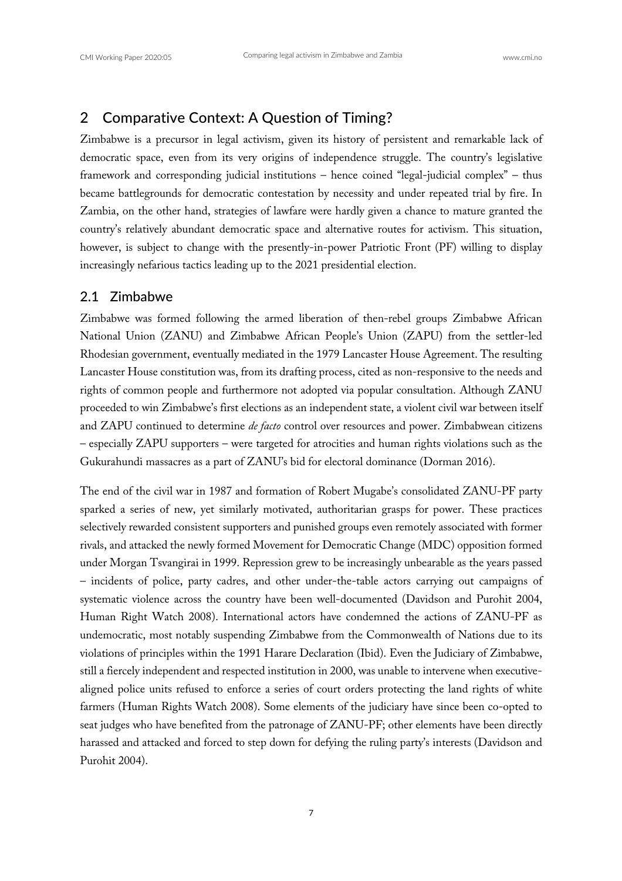## 2 Comparative Context: A Question of Timing?

Zimbabwe is a precursor in legal activism, given its history of persistent and remarkable lack of democratic space, even from its very origins of independence struggle. The country's legislative framework and corresponding judicial institutions – hence coined "legal-judicial complex" – thus became battlegrounds for democratic contestation by necessity and under repeated trial by fire. In Zambia, on the other hand, strategies of lawfare were hardly given a chance to mature granted the country's relatively abundant democratic space and alternative routes for activism. This situation, however, is subject to change with the presently-in-power Patriotic Front (PF) willing to display increasingly nefarious tactics leading up to the 2021 presidential election.

### 2.1 Zimbabwe

Zimbabwe was formed following the armed liberation of then-rebel groups Zimbabwe African National Union (ZANU) and Zimbabwe African People's Union (ZAPU) from the settler-led Rhodesian government, eventually mediated in the 1979 Lancaster House Agreement. The resulting Lancaster House constitution was, from its drafting process, cited as non-responsive to the needs and rights of common people and furthermore not adopted via popular consultation. Although ZANU proceeded to win Zimbabwe's first elections as an independent state, a violent civil war between itself and ZAPU continued to determine *de facto* control over resources and power. Zimbabwean citizens – especially ZAPU supporters – were targeted for atrocities and human rights violations such as the Gukurahundi massacres as a part of ZANU's bid for electoral dominance (Dorman 2016).

The end of the civil war in 1987 and formation of Robert Mugabe's consolidated ZANU-PF party sparked a series of new, yet similarly motivated, authoritarian grasps for power. These practices selectively rewarded consistent supporters and punished groups even remotely associated with former rivals, and attacked the newly formed Movement for Democratic Change (MDC) opposition formed under Morgan Tsvangirai in 1999. Repression grew to be increasingly unbearable as the years passed – incidents of police, party cadres, and other under-the-table actors carrying out campaigns of systematic violence across the country have been well-documented (Davidson and Purohit 2004, Human Right Watch 2008). International actors have condemned the actions of ZANU-PF as undemocratic, most notably suspending Zimbabwe from the Commonwealth of Nations due to its violations of principles within the 1991 Harare Declaration (Ibid). Even the Judiciary of Zimbabwe, still a fiercely independent and respected institution in 2000, was unable to intervene when executive-aligned police units refused to enforce a series of court orders protecting the land rights of white farmers (Human Rights Watch 2008). Some elements of the judiciary have since been co-opted to seat judges who have benefited from the patronage of ZANU-PF; other elements have been directly harassed and attacked and forced to step down for defying the ruling party's interests (Davidson and Purohit 2004).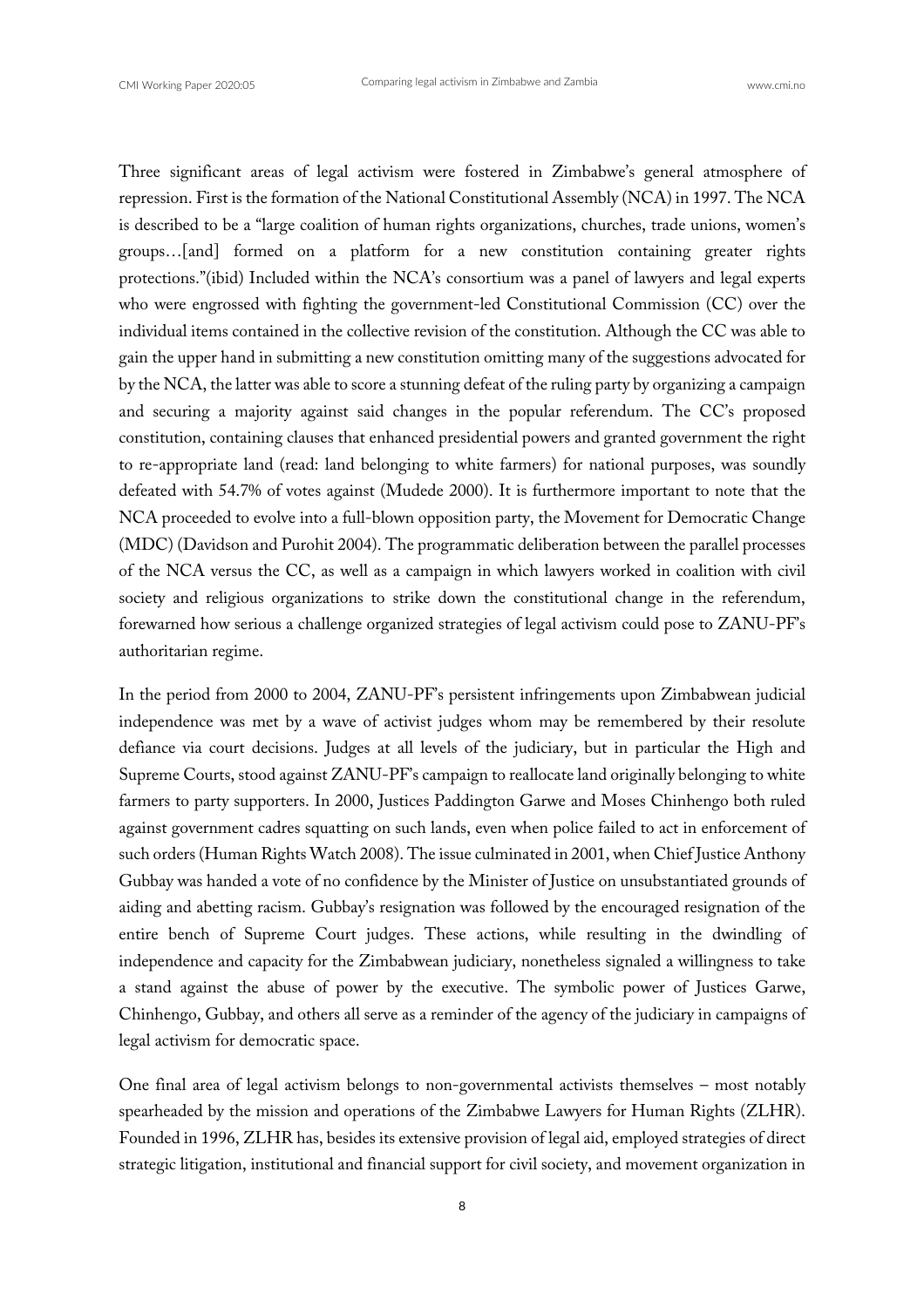Three significant areas of legal activism were fostered in Zimbabwe's general atmosphere of repression. First is the formation of the National Constitutional Assembly (NCA) in 1997. The NCA is described to be a "large coalition of human rights organizations, churches, trade unions, women's groups…[and] formed on a platform for a new constitution containing greater rights protections."(ibid) Included within the NCA's consortium was a panel of lawyers and legal experts who were engrossed with fighting the government-led Constitutional Commission (CC) over the individual items contained in the collective revision of the constitution. Although the CC was able to gain the upper hand in submitting a new constitution omitting many of the suggestions advocated for by the NCA, the latter was able to score a stunning defeat of the ruling party by organizing a campaign and securing a majority against said changes in the popular referendum. The CC's proposed constitution, containing clauses that enhanced presidential powers and granted government the right to re-appropriate land (read: land belonging to white farmers) for national purposes, was soundly defeated with 54.7% of votes against (Mudede 2000). It is furthermore important to note that the NCA proceeded to evolve into a full-blown opposition party, the Movement for Democratic Change (MDC) (Davidson and Purohit 2004). The programmatic deliberation between the parallel processes of the NCA versus the CC, as well as a campaign in which lawyers worked in coalition with civil society and religious organizations to strike down the constitutional change in the referendum, forewarned how serious a challenge organized strategies of legal activism could pose to ZANU-PF's authoritarian regime.

In the period from 2000 to 2004, ZANU-PF's persistent infringements upon Zimbabwean judicial independence was met by a wave of activist judges whom may be remembered by their resolute defiance via court decisions. Judges at all levels of the judiciary, but in particular the High and Supreme Courts, stood against ZANU-PF's campaign to reallocate land originally belonging to white farmers to party supporters. In 2000, Justices Paddington Garwe and Moses Chinhengo both ruled against government cadres squatting on such lands, even when police failed to act in enforcement of such orders (Human Rights Watch 2008). The issue culminated in 2001, when Chief Justice Anthony Gubbay was handed a vote of no confidence by the Minister of Justice on unsubstantiated grounds of aiding and abetting racism. Gubbay's resignation was followed by the encouraged resignation of the entire bench of Supreme Court judges. These actions, while resulting in the dwindling of independence and capacity for the Zimbabwean judiciary, nonetheless signaled a willingness to take a stand against the abuse of power by the executive. The symbolic power of Justices Garwe, Chinhengo, Gubbay, and others all serve as a reminder of the agency of the judiciary in campaigns of legal activism for democratic space.

One final area of legal activism belongs to non-governmental activists themselves – most notably spearheaded by the mission and operations of the Zimbabwe Lawyers for Human Rights (ZLHR). Founded in 1996, ZLHR has, besides its extensive provision of legal aid, employed strategies of direct strategic litigation, institutional and financial support for civil society, and movement organization in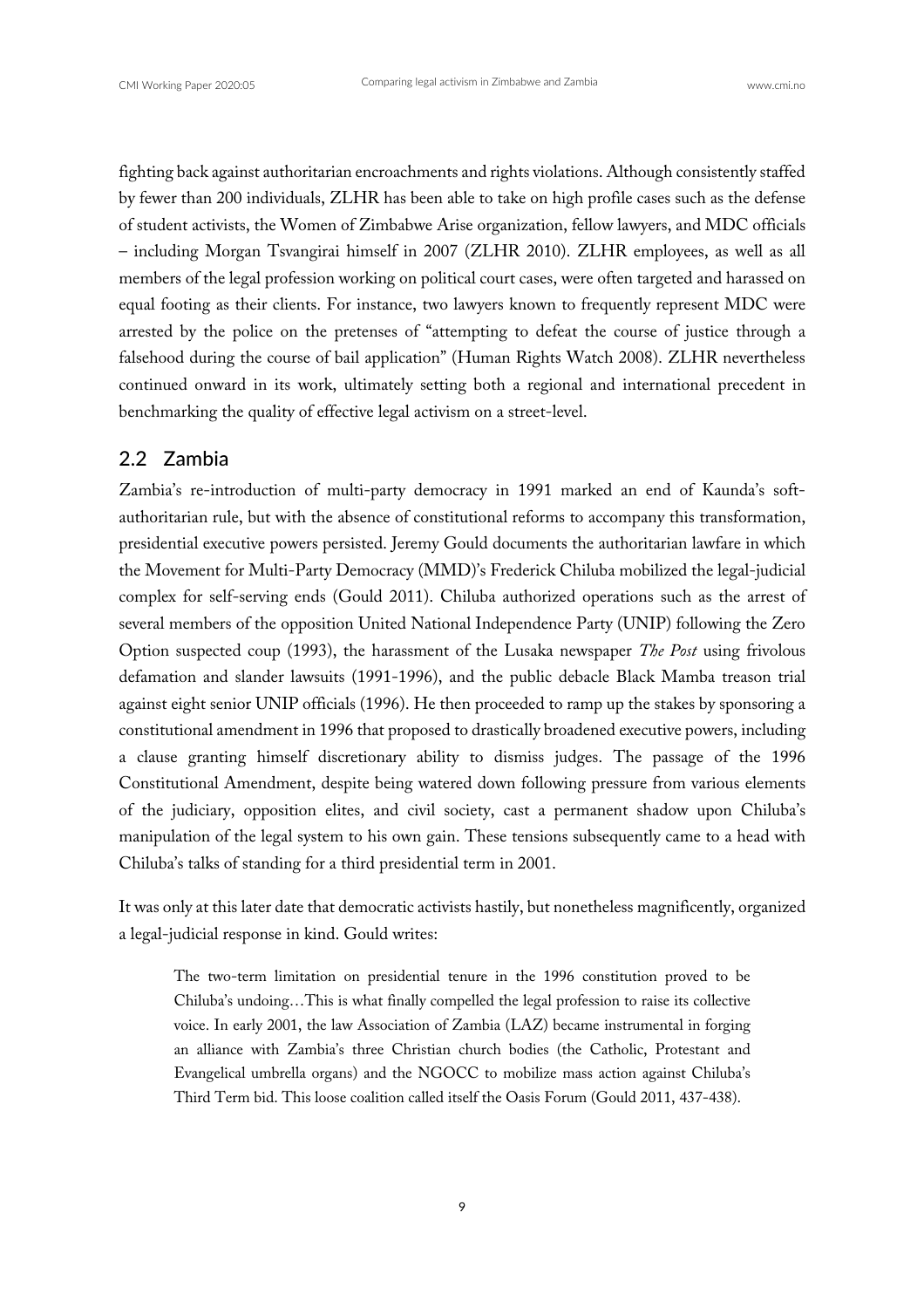fighting back against authoritarian encroachments and rights violations. Although consistently staffed by fewer than 200 individuals, ZLHR has been able to take on high profile cases such as the defense of student activists, the Women of Zimbabwe Arise organization, fellow lawyers, and MDC officials – including Morgan Tsvangirai himself in 2007 (ZLHR 2010). ZLHR employees, as well as all members of the legal profession working on political court cases, were often targeted and harassed on equal footing as their clients. For instance, two lawyers known to frequently represent MDC were arrested by the police on the pretenses of "attempting to defeat the course of justice through a falsehood during the course of bail application" (Human Rights Watch 2008). ZLHR nevertheless continued onward in its work, ultimately setting both a regional and international precedent in benchmarking the quality of effective legal activism on a street-level.

## 2.2 Zambia

Zambia's re-introduction of multi-party democracy in 1991 marked an end of Kaunda's soft-authoritarian rule, but with the absence of constitutional reforms to accompany this transformation, presidential executive powers persisted. Jeremy Gould documents the authoritarian lawfare in which the Movement for Multi-Party Democracy (MMD)'s Frederick Chiluba mobilized the legal-judicial complex for self-serving ends (Gould 2011). Chiluba authorized operations such as the arrest of several members of the opposition United National Independence Party (UNIP) following the Zero Option suspected coup (1993), the harassment of the Lusaka newspaper *The Post* using frivolous defamation and slander lawsuits (1991-1996), and the public debacle Black Mamba treason trial against eight senior UNIP officials (1996). He then proceeded to ramp up the stakes by sponsoring a constitutional amendment in 1996 that proposed to drastically broadened executive powers, including a clause granting himself discretionary ability to dismiss judges. The passage of the 1996 Constitutional Amendment, despite being watered down following pressure from various elements of the judiciary, opposition elites, and civil society, cast a permanent shadow upon Chiluba's manipulation of the legal system to his own gain. These tensions subsequently came to a head with Chiluba's talks of standing for a third presidential term in 2001.

It was only at this later date that democratic activists hastily, but nonetheless magnificently, organized a legal-judicial response in kind. Gould writes:

> The two-term limitation on presidential tenure in the 1996 constitution proved to be Chiluba's undoing…This is what finally compelled the legal profession to raise its collective voice. In early 2001, the law Association of Zambia (LAZ) became instrumental in forging an alliance with Zambia's three Christian church bodies (the Catholic, Protestant and Evangelical umbrella organs) and the NGOCC to mobilize mass action against Chiluba's Third Term bid. This loose coalition called itself the Oasis Forum (Gould 2011, 437-438).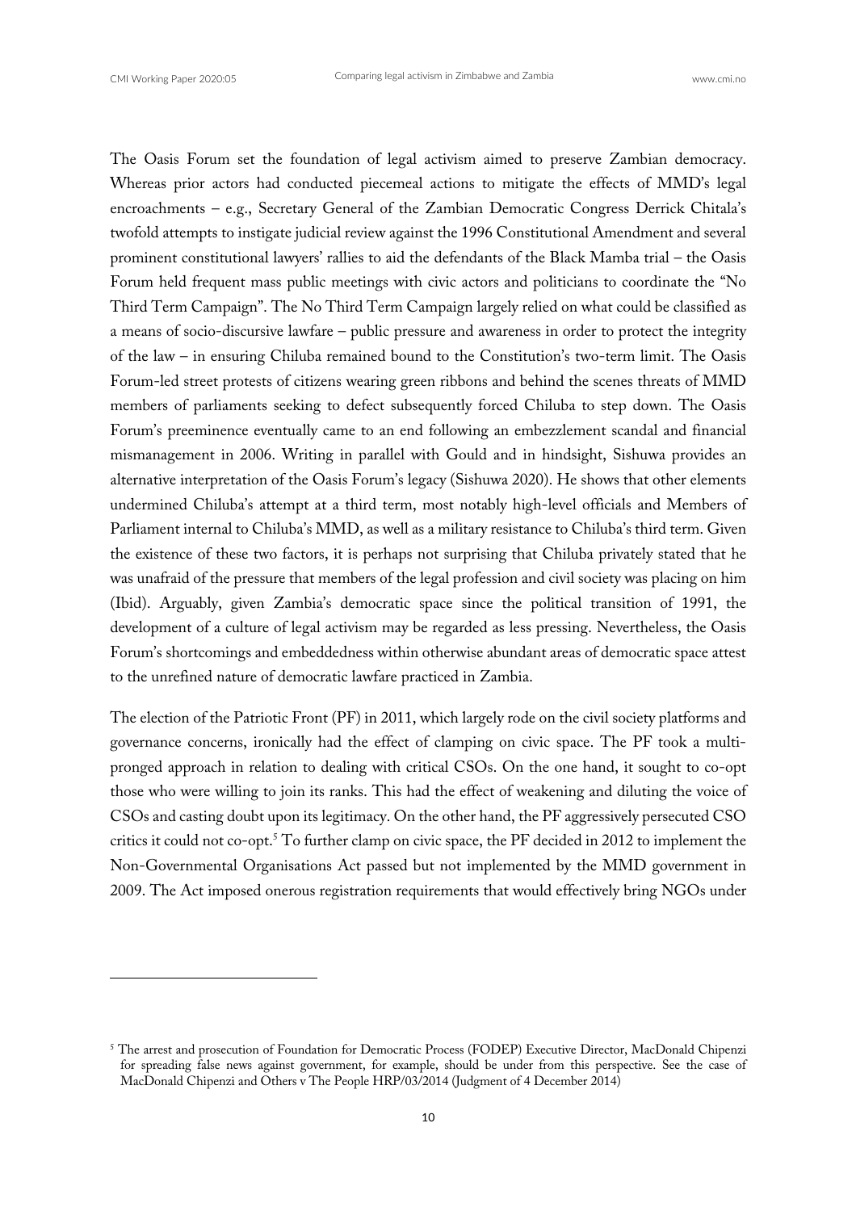The Oasis Forum set the foundation of legal activism aimed to preserve Zambian democracy. Whereas prior actors had conducted piecemeal actions to mitigate the effects of MMD's legal encroachments – e.g., Secretary General of the Zambian Democratic Congress Derrick Chitala's twofold attempts to instigate judicial review against the 1996 Constitutional Amendment and several prominent constitutional lawyers' rallies to aid the defendants of the Black Mamba trial – the Oasis Forum held frequent mass public meetings with civic actors and politicians to coordinate the "No Third Term Campaign". The No Third Term Campaign largely relied on what could be classified as a means of socio-discursive lawfare – public pressure and awareness in order to protect the integrity of the law – in ensuring Chiluba remained bound to the Constitution's two-term limit. The Oasis Forum-led street protests of citizens wearing green ribbons and behind the scenes threats of MMD members of parliaments seeking to defect subsequently forced Chiluba to step down. The Oasis Forum's preeminence eventually came to an end following an embezzlement scandal and financial mismanagement in 2006. Writing in parallel with Gould and in hindsight, Sishuwa provides an alternative interpretation of the Oasis Forum's legacy (Sishuwa 2020). He shows that other elements undermined Chiluba's attempt at a third term, most notably high-level officials and Members of Parliament internal to Chiluba's MMD, as well as a military resistance to Chiluba's third term. Given the existence of these two factors, it is perhaps not surprising that Chiluba privately stated that he was unafraid of the pressure that members of the legal profession and civil society was placing on him (Ibid). Arguably, given Zambia's democratic space since the political transition of 1991, the development of a culture of legal activism may be regarded as less pressing. Nevertheless, the Oasis Forum's shortcomings and embeddedness within otherwise abundant areas of democratic space attest to the unrefined nature of democratic lawfare practiced in Zambia.

The election of the Patriotic Front (PF) in 2011, which largely rode on the civil society platforms and governance concerns, ironically had the effect of clamping on civic space. The PF took a multi-pronged approach in relation to dealing with critical CSOs. On the one hand, it sought to co-opt those who were willing to join its ranks. This had the effect of weakening and diluting the voice of CSOs and casting doubt upon its legitimacy. On the other hand, the PF aggressively persecuted CSO critics it could not co-opt.[5] To further clamp on civic space, the PF decided in 2012 to implement the Non-Governmental Organisations Act passed but not implemented by the MMD government in 2009. The Act imposed onerous registration requirements that would effectively bring NGOs under

---

[5] The arrest and prosecution of Foundation for Democratic Process (FODEP) Executive Director, MacDonald Chipenzi for spreading false news against government, for example, should be under from this perspective. See the case of MacDonald Chipenzi and Others v The People HRP/03/2014 (Judgment of 4 December 2014)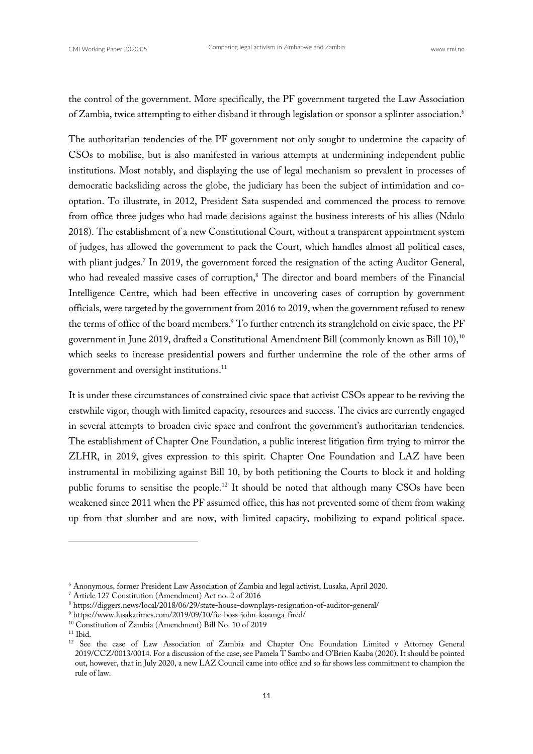the control of the government. More specifically, the PF government targeted the Law Association of Zambia, twice attempting to either disband it through legislation or sponsor a splinter association.[6]

The authoritarian tendencies of the PF government not only sought to undermine the capacity of CSOs to mobilise, but is also manifested in various attempts at undermining independent public institutions. Most notably, and displaying the use of legal mechanism so prevalent in processes of democratic backsliding across the globe, the judiciary has been the subject of intimidation and co-optation. To illustrate, in 2012, President Sata suspended and commenced the process to remove from office three judges who had made decisions against the business interests of his allies (Ndulo 2018). The establishment of a new Constitutional Court, without a transparent appointment system of judges, has allowed the government to pack the Court, which handles almost all political cases, with pliant judges.[7] In 2019, the government forced the resignation of the acting Auditor General, who had revealed massive cases of corruption,[8] The director and board members of the Financial Intelligence Centre, which had been effective in uncovering cases of corruption by government officials, were targeted by the government from 2016 to 2019, when the government refused to renew the terms of office of the board members.[9] To further entrench its stranglehold on civic space, the PF government in June 2019, drafted a Constitutional Amendment Bill (commonly known as Bill 10),[10] which seeks to increase presidential powers and further undermine the role of the other arms of government and oversight institutions.[11]

It is under these circumstances of constrained civic space that activist CSOs appear to be reviving the erstwhile vigor, though with limited capacity, resources and success. The civics are currently engaged in several attempts to broaden civic space and confront the government's authoritarian tendencies. The establishment of Chapter One Foundation, a public interest litigation firm trying to mirror the ZLHR, in 2019, gives expression to this spirit. Chapter One Foundation and LAZ have been instrumental in mobilizing against Bill 10, by both petitioning the Courts to block it and holding public forums to sensitise the people.[12] It should be noted that although many CSOs have been weakened since 2011 when the PF assumed office, this has not prevented some of them from waking up from that slumber and are now, with limited capacity, mobilizing to expand political space.

---

[6] Anonymous, former President Law Association of Zambia and legal activist, Lusaka, April 2020.

[7] Article 127 Constitution (Amendment) Act no. 2 of 2016

[8] https://diggers.news/local/2018/06/29/state-house-downplays-resignation-of-auditor-general/

[9] https://www.lusakatimes.com/2019/09/10/fic-boss-john-kasanga-fired/

[10] Constitution of Zambia (Amendment) Bill No. 10 of 2019

[11] Ibid.

[12] See the case of Law Association of Zambia and Chapter One Foundation Limited v Attorney General 2019/CCZ/0013/0014. For a discussion of the case, see Pamela T Sambo and O'Brien Kaaba (2020). It should be pointed out, however, that in July 2020, a new LAZ Council came into office and so far shows less commitment to champion the rule of law.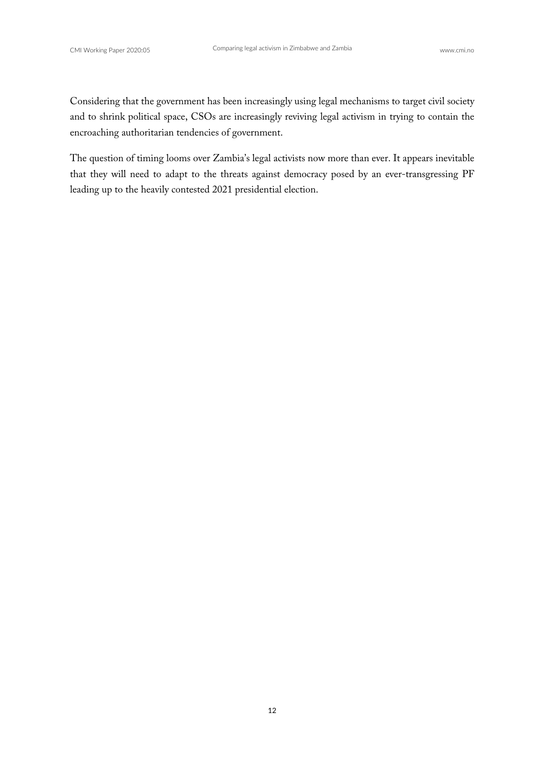Considering that the government has been increasingly using legal mechanisms to target civil society and to shrink political space, CSOs are increasingly reviving legal activism in trying to contain the encroaching authoritarian tendencies of government.

The question of timing looms over Zambia's legal activists now more than ever. It appears inevitable that they will need to adapt to the threats against democracy posed by an ever-transgressing PF leading up to the heavily contested 2021 presidential election.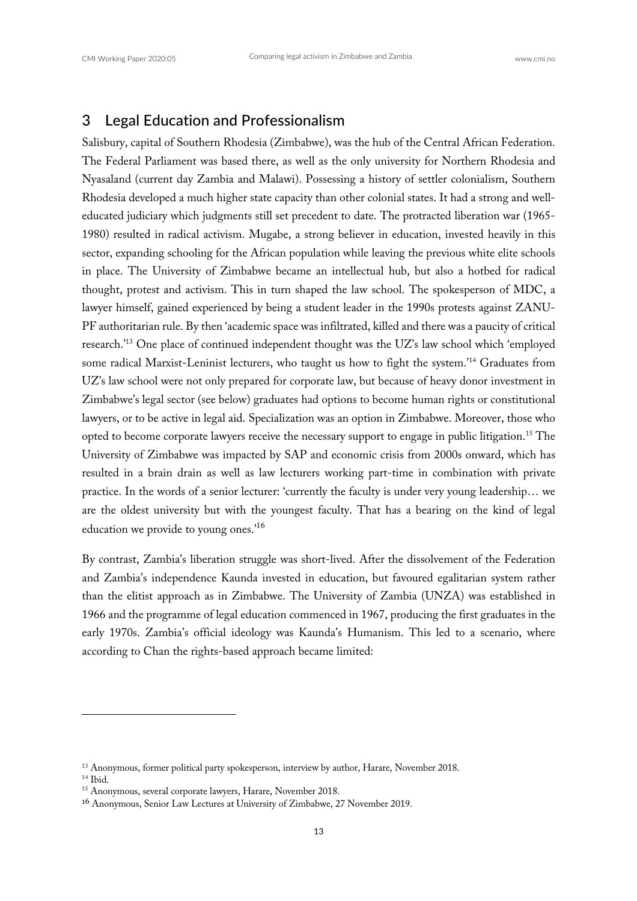## 3 Legal Education and Professionalism

Salisbury, capital of Southern Rhodesia (Zimbabwe), was the hub of the Central African Federation. The Federal Parliament was based there, as well as the only university for Northern Rhodesia and Nyasaland (current day Zambia and Malawi). Possessing a history of settler colonialism, Southern Rhodesia developed a much higher state capacity than other colonial states. It had a strong and well-educated judiciary which judgments still set precedent to date. The protracted liberation war (1965-1980) resulted in radical activism. Mugabe, a strong believer in education, invested heavily in this sector, expanding schooling for the African population while leaving the previous white elite schools in place. The University of Zimbabwe became an intellectual hub, but also a hotbed for radical thought, protest and activism. This in turn shaped the law school. The spokesperson of MDC, a lawyer himself, gained experienced by being a student leader in the 1990s protests against ZANU-PF authoritarian rule. By then 'academic space was infiltrated, killed and there was a paucity of critical research.'[13] One place of continued independent thought was the UZ's law school which 'employed some radical Marxist-Leninist lecturers, who taught us how to fight the system.'[14] Graduates from UZ's law school were not only prepared for corporate law, but because of heavy donor investment in Zimbabwe's legal sector (see below) graduates had options to become human rights or constitutional lawyers, or to be active in legal aid. Specialization was an option in Zimbabwe. Moreover, those who opted to become corporate lawyers receive the necessary support to engage in public litigation.[15] The University of Zimbabwe was impacted by SAP and economic crisis from 2000s onward, which has resulted in a brain drain as well as law lecturers working part-time in combination with private practice. In the words of a senior lecturer: 'currently the faculty is under very young leadership… we are the oldest university but with the youngest faculty. That has a bearing on the kind of legal education we provide to young ones.'[16]

By contrast, Zambia's liberation struggle was short-lived. After the dissolvement of the Federation and Zambia's independence Kaunda invested in education, but favoured egalitarian system rather than the elitist approach as in Zimbabwe. The University of Zambia (UNZA) was established in 1966 and the programme of legal education commenced in 1967, producing the first graduates in the early 1970s. Zambia's official ideology was Kaunda's Humanism. This led to a scenario, where according to Chan the rights-based approach became limited:

---

[13] Anonymous, former political party spokesperson, interview by author, Harare, November 2018.

[14] Ibid.

[15] Anonymous, several corporate lawyers, Harare, November 2018.

[16] Anonymous, Senior Law Lectures at University of Zimbabwe, 27 November 2019.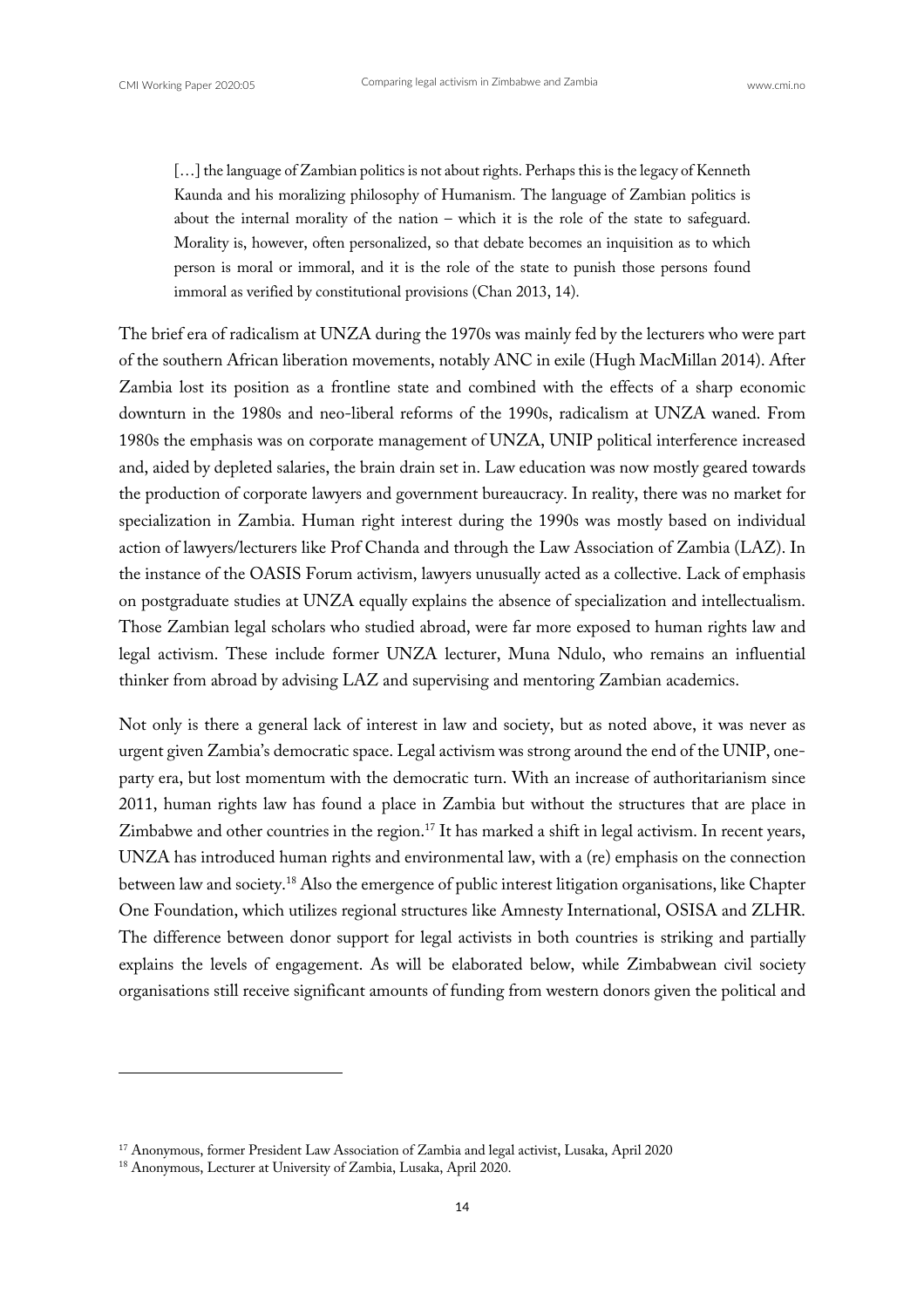> […] the language of Zambian politics is not about rights. Perhaps this is the legacy of Kenneth Kaunda and his moralizing philosophy of Humanism. The language of Zambian politics is about the internal morality of the nation – which it is the role of the state to safeguard. Morality is, however, often personalized, so that debate becomes an inquisition as to which person is moral or immoral, and it is the role of the state to punish those persons found immoral as verified by constitutional provisions (Chan 2013, 14).

The brief era of radicalism at UNZA during the 1970s was mainly fed by the lecturers who were part of the southern African liberation movements, notably ANC in exile (Hugh MacMillan 2014). After Zambia lost its position as a frontline state and combined with the effects of a sharp economic downturn in the 1980s and neo-liberal reforms of the 1990s, radicalism at UNZA waned. From 1980s the emphasis was on corporate management of UNZA, UNIP political interference increased and, aided by depleted salaries, the brain drain set in. Law education was now mostly geared towards the production of corporate lawyers and government bureaucracy. In reality, there was no market for specialization in Zambia. Human right interest during the 1990s was mostly based on individual action of lawyers/lecturers like Prof Chanda and through the Law Association of Zambia (LAZ). In the instance of the OASIS Forum activism, lawyers unusually acted as a collective. Lack of emphasis on postgraduate studies at UNZA equally explains the absence of specialization and intellectualism. Those Zambian legal scholars who studied abroad, were far more exposed to human rights law and legal activism. These include former UNZA lecturer, Muna Ndulo, who remains an influential thinker from abroad by advising LAZ and supervising and mentoring Zambian academics.

Not only is there a general lack of interest in law and society, but as noted above, it was never as urgent given Zambia's democratic space. Legal activism was strong around the end of the UNIP, one-party era, but lost momentum with the democratic turn. With an increase of authoritarianism since 2011, human rights law has found a place in Zambia but without the structures that are place in Zimbabwe and other countries in the region.[17] It has marked a shift in legal activism. In recent years, UNZA has introduced human rights and environmental law, with a (re) emphasis on the connection between law and society.[18] Also the emergence of public interest litigation organisations, like Chapter One Foundation, which utilizes regional structures like Amnesty International, OSISA and ZLHR. The difference between donor support for legal activists in both countries is striking and partially explains the levels of engagement. As will be elaborated below, while Zimbabwean civil society organisations still receive significant amounts of funding from western donors given the political and

[17] Anonymous, former President Law Association of Zambia and legal activist, Lusaka, April 2020

[18] Anonymous, Lecturer at University of Zambia, Lusaka, April 2020.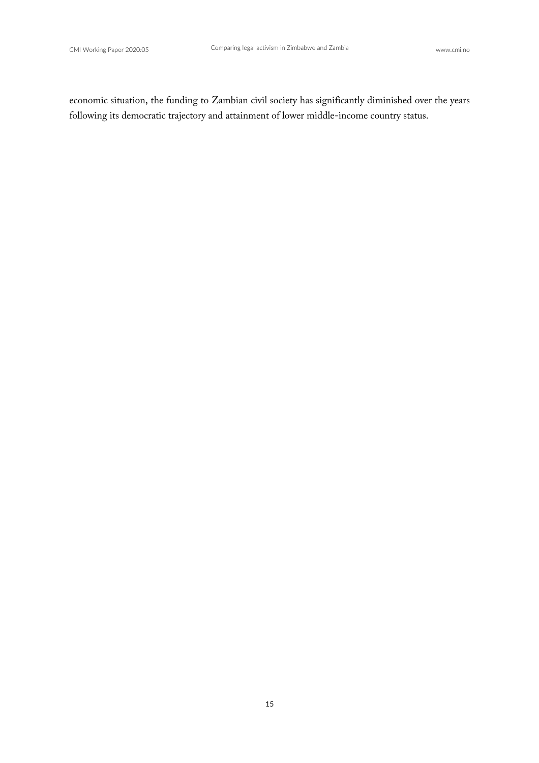economic situation, the funding to Zambian civil society has significantly diminished over the years following its democratic trajectory and attainment of lower middle-income country status.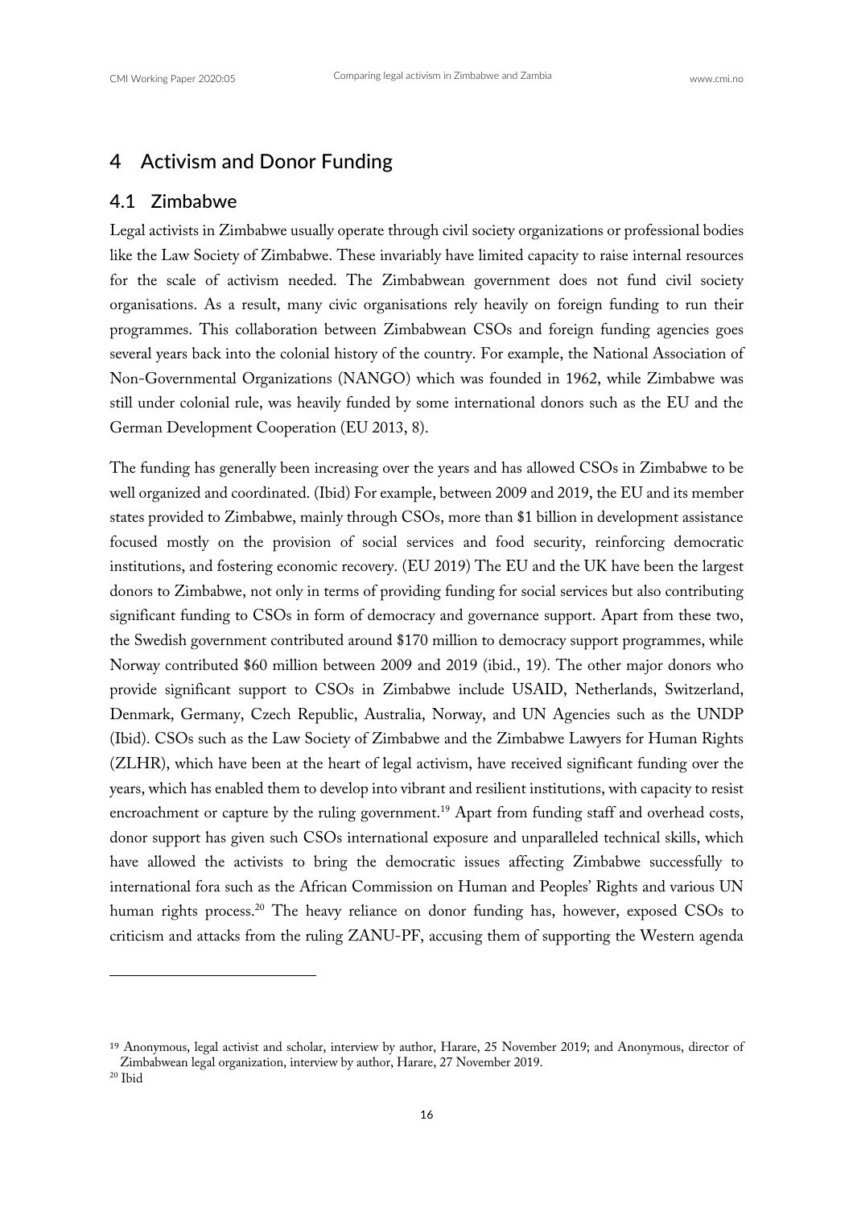# 4 Activism and Donor Funding

## 4.1 Zimbabwe

Legal activists in Zimbabwe usually operate through civil society organizations or professional bodies like the Law Society of Zimbabwe. These invariably have limited capacity to raise internal resources for the scale of activism needed. The Zimbabwean government does not fund civil society organisations. As a result, many civic organisations rely heavily on foreign funding to run their programmes. This collaboration between Zimbabwean CSOs and foreign funding agencies goes several years back into the colonial history of the country. For example, the National Association of Non-Governmental Organizations (NANGO) which was founded in 1962, while Zimbabwe was still under colonial rule, was heavily funded by some international donors such as the EU and the German Development Cooperation (EU 2013, 8).

The funding has generally been increasing over the years and has allowed CSOs in Zimbabwe to be well organized and coordinated. (Ibid) For example, between 2009 and 2019, the EU and its member states provided to Zimbabwe, mainly through CSOs, more than $1 billion in development assistance focused mostly on the provision of social services and food security, reinforcing democratic institutions, and fostering economic recovery. (EU 2019) The EU and the UK have been the largest donors to Zimbabwe, not only in terms of providing funding for social services but also contributing significant funding to CSOs in form of democracy and governance support. Apart from these two, the Swedish government contributed around $170 million to democracy support programmes, while Norway contributed $60 million between 2009 and 2019 (ibid., 19). The other major donors who provide significant support to CSOs in Zimbabwe include USAID, Netherlands, Switzerland, Denmark, Germany, Czech Republic, Australia, Norway, and UN Agencies such as the UNDP (Ibid). CSOs such as the Law Society of Zimbabwe and the Zimbabwe Lawyers for Human Rights (ZLHR), which have been at the heart of legal activism, have received significant funding over the years, which has enabled them to develop into vibrant and resilient institutions, with capacity to resist encroachment or capture by the ruling government.[19] Apart from funding staff and overhead costs, donor support has given such CSOs international exposure and unparalleled technical skills, which have allowed the activists to bring the democratic issues affecting Zimbabwe successfully to international fora such as the African Commission on Human and Peoples' Rights and various UN human rights process.[20] The heavy reliance on donor funding has, however, exposed CSOs to criticism and attacks from the ruling ZANU-PF, accusing them of supporting the Western agenda

---

[19] Anonymous, legal activist and scholar, interview by author, Harare, 25 November 2019; and Anonymous, director of Zimbabwean legal organization, interview by author, Harare, 27 November 2019.

[20] Ibid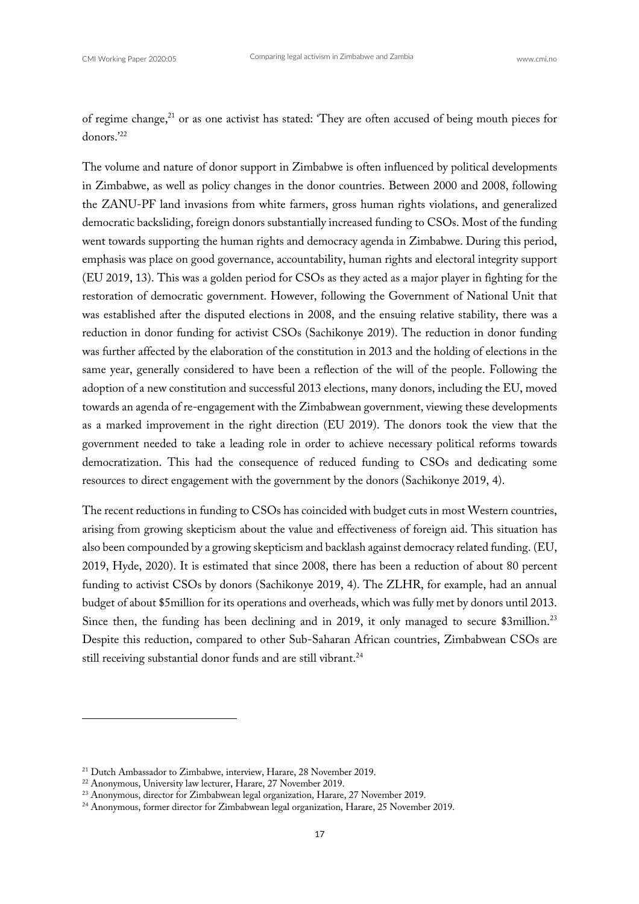of regime change,[21] or as one activist has stated: 'They are often accused of being mouth pieces for donors.'[22]

The volume and nature of donor support in Zimbabwe is often influenced by political developments in Zimbabwe, as well as policy changes in the donor countries. Between 2000 and 2008, following the ZANU-PF land invasions from white farmers, gross human rights violations, and generalized democratic backsliding, foreign donors substantially increased funding to CSOs. Most of the funding went towards supporting the human rights and democracy agenda in Zimbabwe. During this period, emphasis was place on good governance, accountability, human rights and electoral integrity support (EU 2019, 13). This was a golden period for CSOs as they acted as a major player in fighting for the restoration of democratic government. However, following the Government of National Unit that was established after the disputed elections in 2008, and the ensuing relative stability, there was a reduction in donor funding for activist CSOs (Sachikonye 2019). The reduction in donor funding was further affected by the elaboration of the constitution in 2013 and the holding of elections in the same year, generally considered to have been a reflection of the will of the people. Following the adoption of a new constitution and successful 2013 elections, many donors, including the EU, moved towards an agenda of re-engagement with the Zimbabwean government, viewing these developments as a marked improvement in the right direction (EU 2019). The donors took the view that the government needed to take a leading role in order to achieve necessary political reforms towards democratization. This had the consequence of reduced funding to CSOs and dedicating some resources to direct engagement with the government by the donors (Sachikonye 2019, 4).

The recent reductions in funding to CSOs has coincided with budget cuts in most Western countries, arising from growing skepticism about the value and effectiveness of foreign aid. This situation has also been compounded by a growing skepticism and backlash against democracy related funding. (EU, 2019, Hyde, 2020). It is estimated that since 2008, there has been a reduction of about 80 percent funding to activist CSOs by donors (Sachikonye 2019, 4). The ZLHR, for example, had an annual budget of about $5million for its operations and overheads, which was fully met by donors until 2013. Since then, the funding has been declining and in 2019, it only managed to secure $3million.[23] Despite this reduction, compared to other Sub-Saharan African countries, Zimbabwean CSOs are still receiving substantial donor funds and are still vibrant.[24]

---

[21] Dutch Ambassador to Zimbabwe, interview, Harare, 28 November 2019.

[22] Anonymous, University law lecturer, Harare, 27 November 2019.

[23] Anonymous, director for Zimbabwean legal organization, Harare, 27 November 2019.

[24] Anonymous, former director for Zimbabwean legal organization, Harare, 25 November 2019.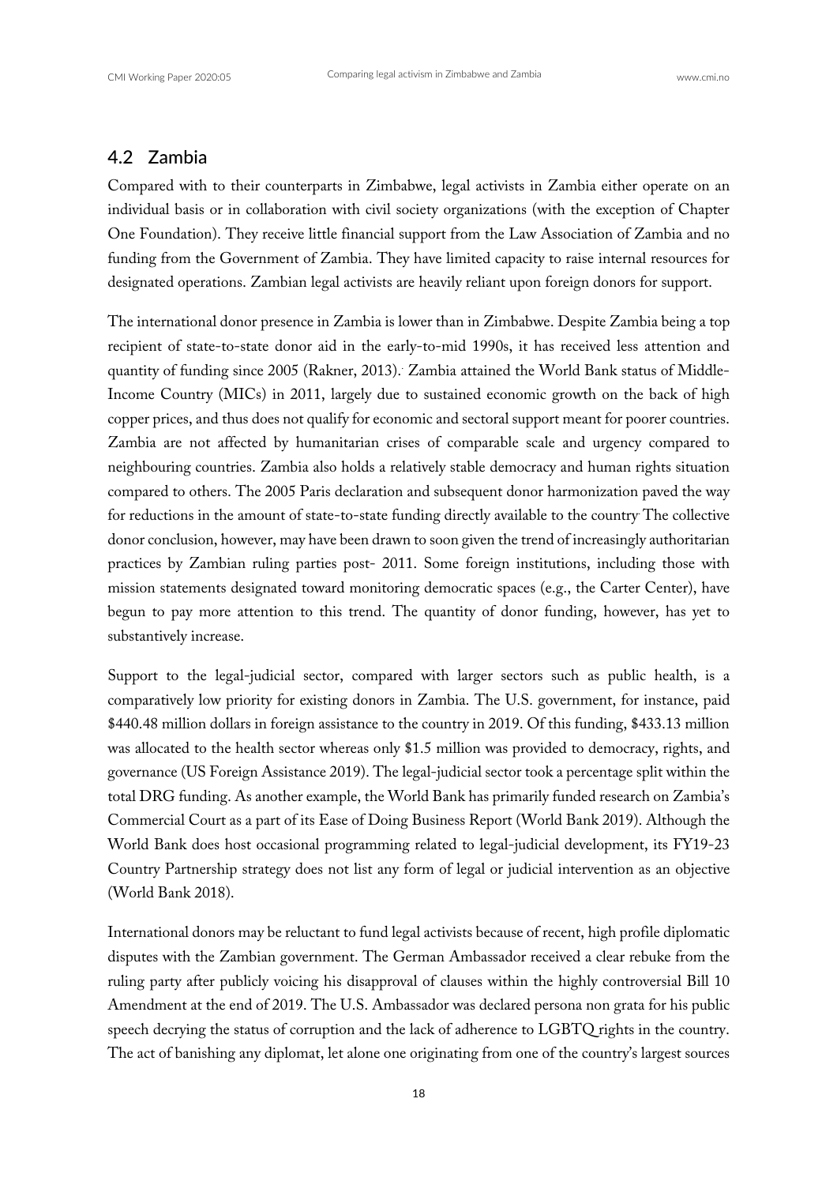## 4.2 Zambia

Compared with to their counterparts in Zimbabwe, legal activists in Zambia either operate on an individual basis or in collaboration with civil society organizations (with the exception of Chapter One Foundation). They receive little financial support from the Law Association of Zambia and no funding from the Government of Zambia. They have limited capacity to raise internal resources for designated operations. Zambian legal activists are heavily reliant upon foreign donors for support.

The international donor presence in Zambia is lower than in Zimbabwe. Despite Zambia being a top recipient of state-to-state donor aid in the early-to-mid 1990s, it has received less attention and quantity of funding since 2005 (Rakner, 2013).. Zambia attained the World Bank status of Middle-Income Country (MICs) in 2011, largely due to sustained economic growth on the back of high copper prices, and thus does not qualify for economic and sectoral support meant for poorer countries. Zambia are not affected by humanitarian crises of comparable scale and urgency compared to neighbouring countries. Zambia also holds a relatively stable democracy and human rights situation compared to others. The 2005 Paris declaration and subsequent donor harmonization paved the way for reductions in the amount of state-to-state funding directly available to the country. The collective donor conclusion, however, may have been drawn to soon given the trend of increasingly authoritarian practices by Zambian ruling parties post- 2011. Some foreign institutions, including those with mission statements designated toward monitoring democratic spaces (e.g., the Carter Center), have begun to pay more attention to this trend. The quantity of donor funding, however, has yet to substantively increase.

Support to the legal-judicial sector, compared with larger sectors such as public health, is a comparatively low priority for existing donors in Zambia. The U.S. government, for instance, paid $440.48 million dollars in foreign assistance to the country in 2019. Of this funding, $433.13 million was allocated to the health sector whereas only $1.5 million was provided to democracy, rights, and governance (US Foreign Assistance 2019). The legal-judicial sector took a percentage split within the total DRG funding. As another example, the World Bank has primarily funded research on Zambia's Commercial Court as a part of its Ease of Doing Business Report (World Bank 2019). Although the World Bank does host occasional programming related to legal-judicial development, its FY19-23 Country Partnership strategy does not list any form of legal or judicial intervention as an objective (World Bank 2018).

International donors may be reluctant to fund legal activists because of recent, high profile diplomatic disputes with the Zambian government. The German Ambassador received a clear rebuke from the ruling party after publicly voicing his disapproval of clauses within the highly controversial Bill 10 Amendment at the end of 2019. The U.S. Ambassador was declared persona non grata for his public speech decrying the status of corruption and the lack of adherence to LGBTQ rights in the country. The act of banishing any diplomat, let alone one originating from one of the country's largest sources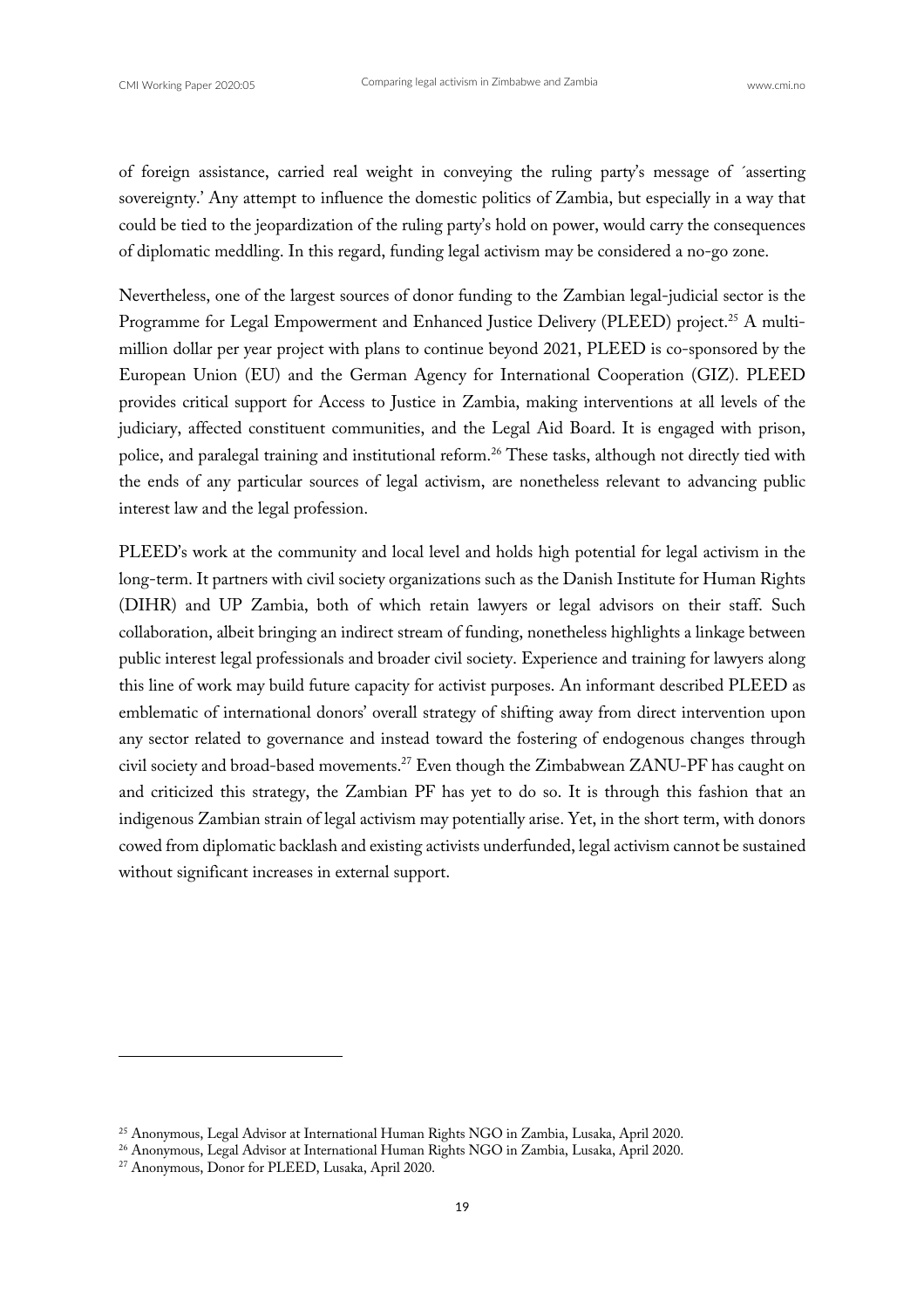of foreign assistance, carried real weight in conveying the ruling party's message of ´asserting sovereignty.' Any attempt to influence the domestic politics of Zambia, but especially in a way that could be tied to the jeopardization of the ruling party's hold on power, would carry the consequences of diplomatic meddling. In this regard, funding legal activism may be considered a no-go zone.

Nevertheless, one of the largest sources of donor funding to the Zambian legal-judicial sector is the Programme for Legal Empowerment and Enhanced Justice Delivery (PLEED) project.[25] A multi-million dollar per year project with plans to continue beyond 2021, PLEED is co-sponsored by the European Union (EU) and the German Agency for International Cooperation (GIZ). PLEED provides critical support for Access to Justice in Zambia, making interventions at all levels of the judiciary, affected constituent communities, and the Legal Aid Board. It is engaged with prison, police, and paralegal training and institutional reform.[26] These tasks, although not directly tied with the ends of any particular sources of legal activism, are nonetheless relevant to advancing public interest law and the legal profession.

PLEED's work at the community and local level and holds high potential for legal activism in the long-term. It partners with civil society organizations such as the Danish Institute for Human Rights (DIHR) and UP Zambia, both of which retain lawyers or legal advisors on their staff. Such collaboration, albeit bringing an indirect stream of funding, nonetheless highlights a linkage between public interest legal professionals and broader civil society. Experience and training for lawyers along this line of work may build future capacity for activist purposes. An informant described PLEED as emblematic of international donors' overall strategy of shifting away from direct intervention upon any sector related to governance and instead toward the fostering of endogenous changes through civil society and broad-based movements.[27] Even though the Zimbabwean ZANU-PF has caught on and criticized this strategy, the Zambian PF has yet to do so. It is through this fashion that an indigenous Zambian strain of legal activism may potentially arise. Yet, in the short term, with donors cowed from diplomatic backlash and existing activists underfunded, legal activism cannot be sustained without significant increases in external support.

[25] Anonymous, Legal Advisor at International Human Rights NGO in Zambia, Lusaka, April 2020.

[26] Anonymous, Legal Advisor at International Human Rights NGO in Zambia, Lusaka, April 2020.

[27] Anonymous, Donor for PLEED, Lusaka, April 2020.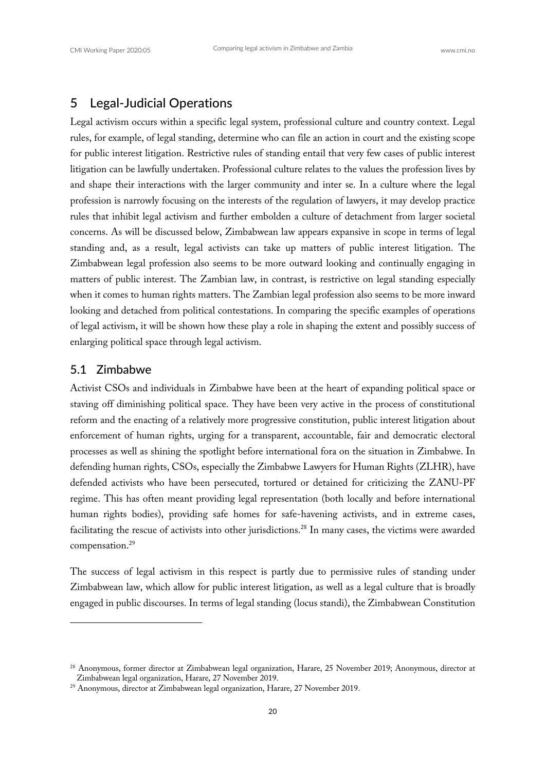## 5 Legal-Judicial Operations

Legal activism occurs within a specific legal system, professional culture and country context. Legal rules, for example, of legal standing, determine who can file an action in court and the existing scope for public interest litigation. Restrictive rules of standing entail that very few cases of public interest litigation can be lawfully undertaken. Professional culture relates to the values the profession lives by and shape their interactions with the larger community and inter se. In a culture where the legal profession is narrowly focusing on the interests of the regulation of lawyers, it may develop practice rules that inhibit legal activism and further embolden a culture of detachment from larger societal concerns. As will be discussed below, Zimbabwean law appears expansive in scope in terms of legal standing and, as a result, legal activists can take up matters of public interest litigation. The Zimbabwean legal profession also seems to be more outward looking and continually engaging in matters of public interest. The Zambian law, in contrast, is restrictive on legal standing especially when it comes to human rights matters. The Zambian legal profession also seems to be more inward looking and detached from political contestations. In comparing the specific examples of operations of legal activism, it will be shown how these play a role in shaping the extent and possibly success of enlarging political space through legal activism.

### 5.1 Zimbabwe

Activist CSOs and individuals in Zimbabwe have been at the heart of expanding political space or staving off diminishing political space. They have been very active in the process of constitutional reform and the enacting of a relatively more progressive constitution, public interest litigation about enforcement of human rights, urging for a transparent, accountable, fair and democratic electoral processes as well as shining the spotlight before international fora on the situation in Zimbabwe. In defending human rights, CSOs, especially the Zimbabwe Lawyers for Human Rights (ZLHR), have defended activists who have been persecuted, tortured or detained for criticizing the ZANU-PF regime. This has often meant providing legal representation (both locally and before international human rights bodies), providing safe homes for safe-havening activists, and in extreme cases, facilitating the rescue of activists into other jurisdictions.[28] In many cases, the victims were awarded compensation.[29]

The success of legal activism in this respect is partly due to permissive rules of standing under Zimbabwean law, which allow for public interest litigation, as well as a legal culture that is broadly engaged in public discourses. In terms of legal standing (locus standi), the Zimbabwean Constitution

---

[28] Anonymous, former director at Zimbabwean legal organization, Harare, 25 November 2019; Anonymous, director at Zimbabwean legal organization, Harare, 27 November 2019.

[29] Anonymous, director at Zimbabwean legal organization, Harare, 27 November 2019.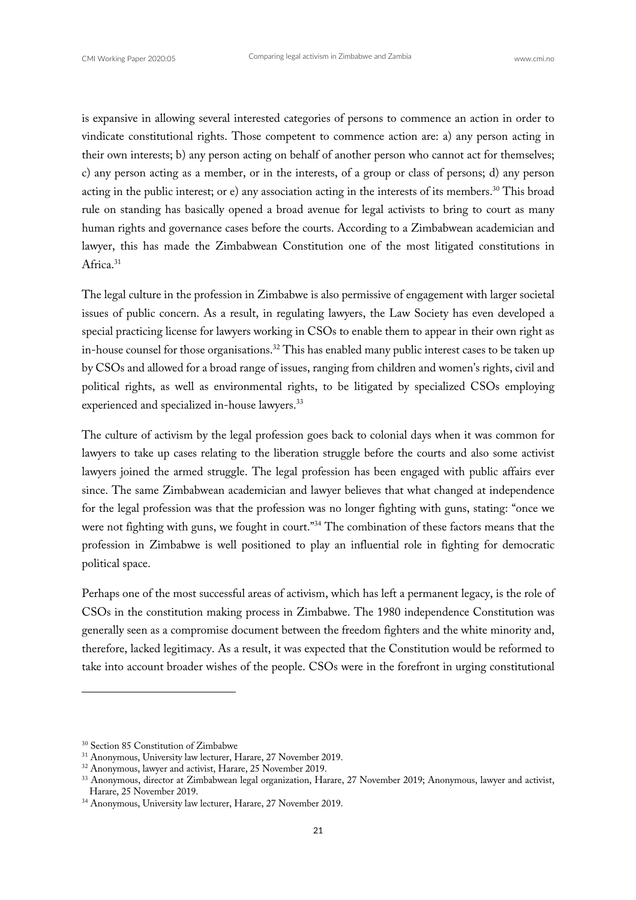is expansive in allowing several interested categories of persons to commence an action in order to vindicate constitutional rights. Those competent to commence action are: a) any person acting in their own interests; b) any person acting on behalf of another person who cannot act for themselves; c) any person acting as a member, or in the interests, of a group or class of persons; d) any person acting in the public interest; or e) any association acting in the interests of its members.[30] This broad rule on standing has basically opened a broad avenue for legal activists to bring to court as many human rights and governance cases before the courts. According to a Zimbabwean academician and lawyer, this has made the Zimbabwean Constitution one of the most litigated constitutions in Africa.[31]

The legal culture in the profession in Zimbabwe is also permissive of engagement with larger societal issues of public concern. As a result, in regulating lawyers, the Law Society has even developed a special practicing license for lawyers working in CSOs to enable them to appear in their own right as in-house counsel for those organisations.[32] This has enabled many public interest cases to be taken up by CSOs and allowed for a broad range of issues, ranging from children and women's rights, civil and political rights, as well as environmental rights, to be litigated by specialized CSOs employing experienced and specialized in-house lawyers.[33]

The culture of activism by the legal profession goes back to colonial days when it was common for lawyers to take up cases relating to the liberation struggle before the courts and also some activist lawyers joined the armed struggle. The legal profession has been engaged with public affairs ever since. The same Zimbabwean academician and lawyer believes that what changed at independence for the legal profession was that the profession was no longer fighting with guns, stating: "once we were not fighting with guns, we fought in court."[34] The combination of these factors means that the profession in Zimbabwe is well positioned to play an influential role in fighting for democratic political space.

Perhaps one of the most successful areas of activism, which has left a permanent legacy, is the role of CSOs in the constitution making process in Zimbabwe. The 1980 independence Constitution was generally seen as a compromise document between the freedom fighters and the white minority and, therefore, lacked legitimacy. As a result, it was expected that the Constitution would be reformed to take into account broader wishes of the people. CSOs were in the forefront in urging constitutional

[30] Section 85 Constitution of Zimbabwe

[31] Anonymous, University law lecturer, Harare, 27 November 2019.

[32] Anonymous, lawyer and activist, Harare, 25 November 2019.

[33] Anonymous, director at Zimbabwean legal organization, Harare, 27 November 2019; Anonymous, lawyer and activist, Harare, 25 November 2019.

[34] Anonymous, University law lecturer, Harare, 27 November 2019.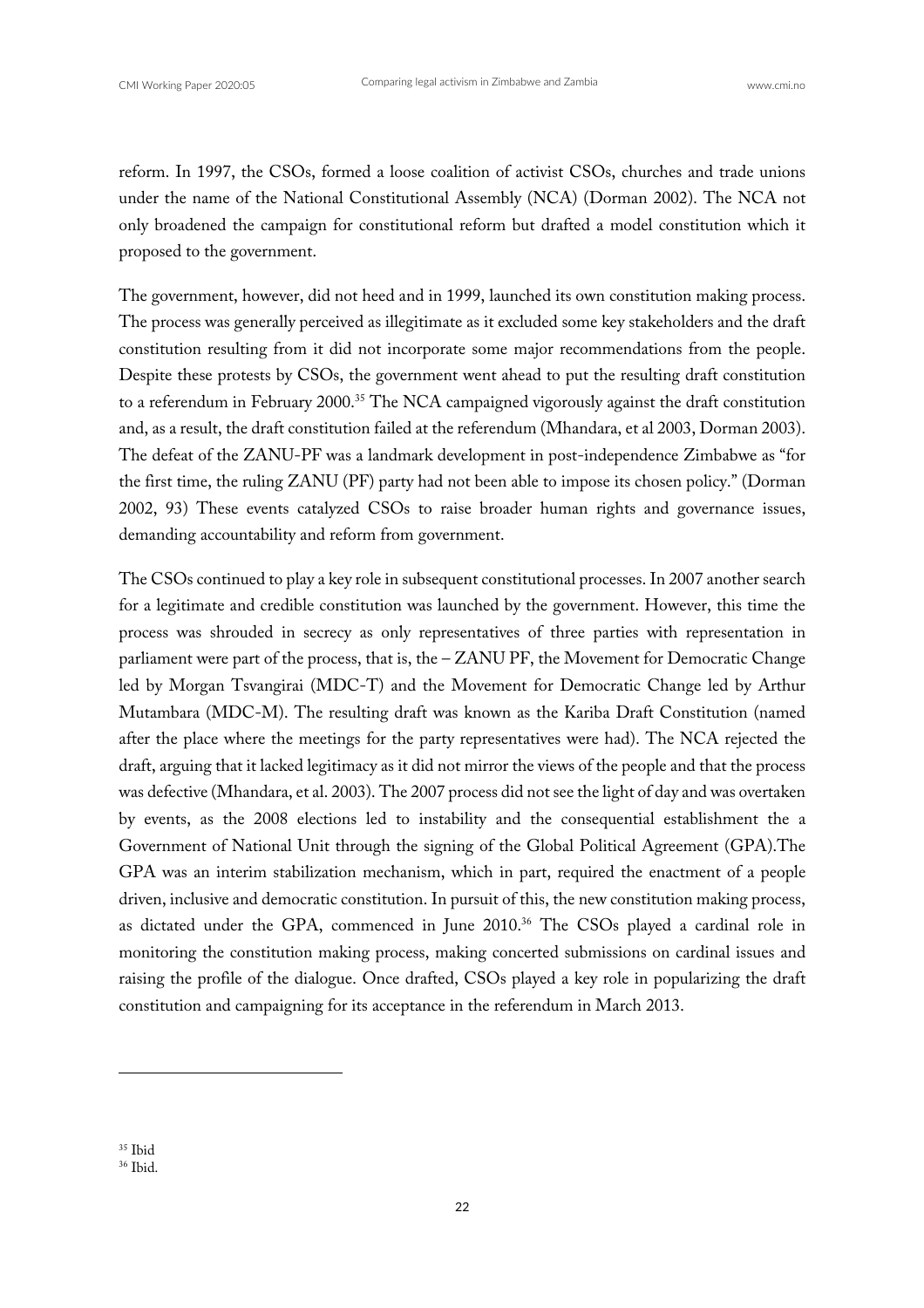reform. In 1997, the CSOs, formed a loose coalition of activist CSOs, churches and trade unions under the name of the National Constitutional Assembly (NCA) (Dorman 2002). The NCA not only broadened the campaign for constitutional reform but drafted a model constitution which it proposed to the government.

The government, however, did not heed and in 1999, launched its own constitution making process. The process was generally perceived as illegitimate as it excluded some key stakeholders and the draft constitution resulting from it did not incorporate some major recommendations from the people. Despite these protests by CSOs, the government went ahead to put the resulting draft constitution to a referendum in February 2000.[35] The NCA campaigned vigorously against the draft constitution and, as a result, the draft constitution failed at the referendum (Mhandara, et al 2003, Dorman 2003). The defeat of the ZANU-PF was a landmark development in post-independence Zimbabwe as "for the first time, the ruling ZANU (PF) party had not been able to impose its chosen policy." (Dorman 2002, 93) These events catalyzed CSOs to raise broader human rights and governance issues, demanding accountability and reform from government.

The CSOs continued to play a key role in subsequent constitutional processes. In 2007 another search for a legitimate and credible constitution was launched by the government. However, this time the process was shrouded in secrecy as only representatives of three parties with representation in parliament were part of the process, that is, the – ZANU PF, the Movement for Democratic Change led by Morgan Tsvangirai (MDC-T) and the Movement for Democratic Change led by Arthur Mutambara (MDC-M). The resulting draft was known as the Kariba Draft Constitution (named after the place where the meetings for the party representatives were had). The NCA rejected the draft, arguing that it lacked legitimacy as it did not mirror the views of the people and that the process was defective (Mhandara, et al. 2003). The 2007 process did not see the light of day and was overtaken by events, as the 2008 elections led to instability and the consequential establishment the a Government of National Unit through the signing of the Global Political Agreement (GPA).The GPA was an interim stabilization mechanism, which in part, required the enactment of a people driven, inclusive and democratic constitution. In pursuit of this, the new constitution making process, as dictated under the GPA, commenced in June 2010.[36] The CSOs played a cardinal role in monitoring the constitution making process, making concerted submissions on cardinal issues and raising the profile of the dialogue. Once drafted, CSOs played a key role in popularizing the draft constitution and campaigning for its acceptance in the referendum in March 2013.

---

[35] Ibid

[36] Ibid.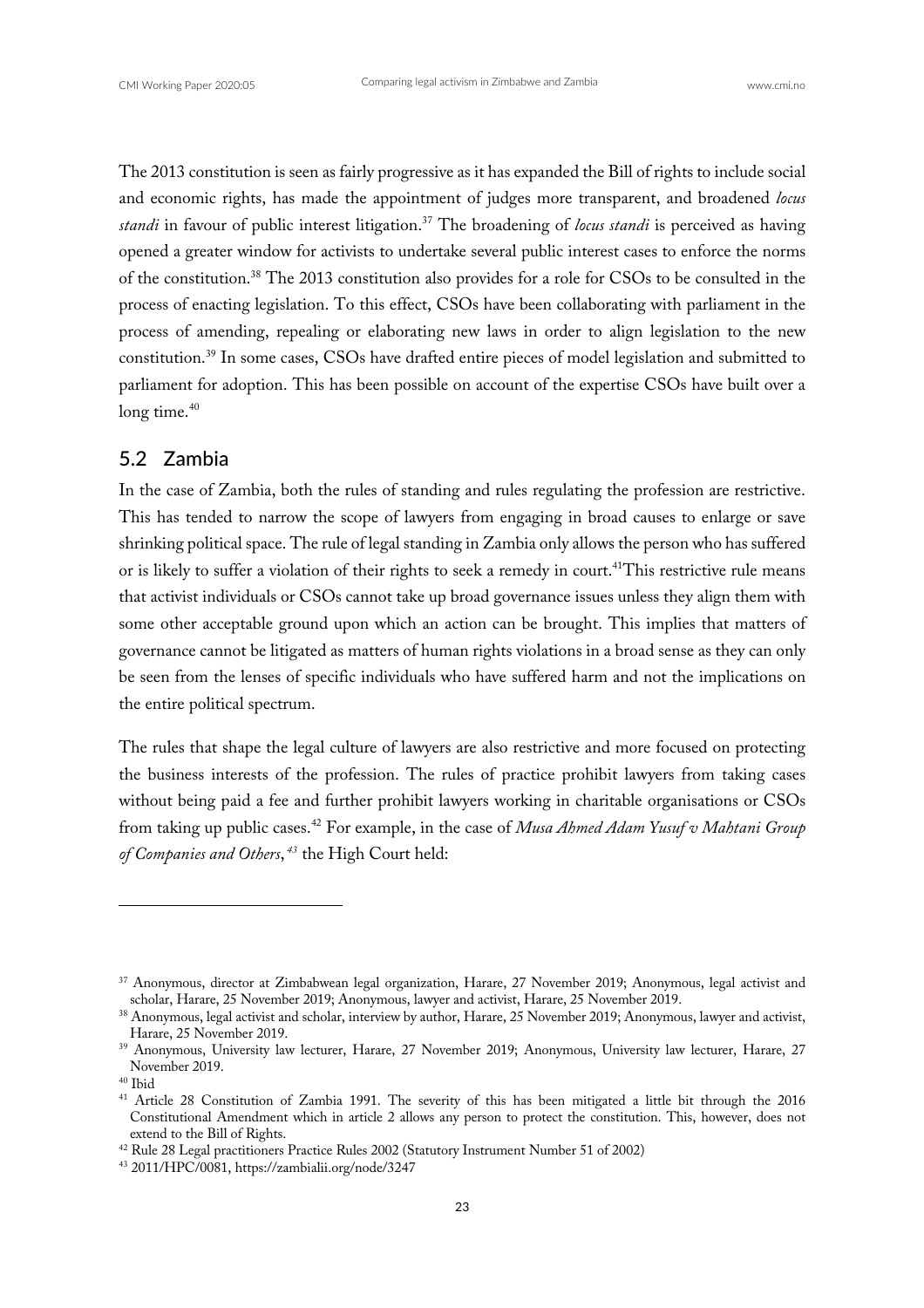The 2013 constitution is seen as fairly progressive as it has expanded the Bill of rights to include social and economic rights, has made the appointment of judges more transparent, and broadened *locus standi* in favour of public interest litigation.[37] The broadening of *locus standi* is perceived as having opened a greater window for activists to undertake several public interest cases to enforce the norms of the constitution.[38] The 2013 constitution also provides for a role for CSOs to be consulted in the process of enacting legislation. To this effect, CSOs have been collaborating with parliament in the process of amending, repealing or elaborating new laws in order to align legislation to the new constitution.[39] In some cases, CSOs have drafted entire pieces of model legislation and submitted to parliament for adoption. This has been possible on account of the expertise CSOs have built over a long time.[40]

## 5.2 Zambia

In the case of Zambia, both the rules of standing and rules regulating the profession are restrictive. This has tended to narrow the scope of lawyers from engaging in broad causes to enlarge or save shrinking political space. The rule of legal standing in Zambia only allows the person who has suffered or is likely to suffer a violation of their rights to seek a remedy in court.[41]This restrictive rule means that activist individuals or CSOs cannot take up broad governance issues unless they align them with some other acceptable ground upon which an action can be brought. This implies that matters of governance cannot be litigated as matters of human rights violations in a broad sense as they can only be seen from the lenses of specific individuals who have suffered harm and not the implications on the entire political spectrum.

The rules that shape the legal culture of lawyers are also restrictive and more focused on protecting the business interests of the profession. The rules of practice prohibit lawyers from taking cases without being paid a fee and further prohibit lawyers working in charitable organisations or CSOs from taking up public cases.[42] For example, in the case of *Musa Ahmed Adam Yusuf v Mahtani Group of Companies and Others*,[43] the High Court held:

---

[37] Anonymous, director at Zimbabwean legal organization, Harare, 27 November 2019; Anonymous, legal activist and scholar, Harare, 25 November 2019; Anonymous, lawyer and activist, Harare, 25 November 2019.

[38] Anonymous, legal activist and scholar, interview by author, Harare, 25 November 2019; Anonymous, lawyer and activist, Harare, 25 November 2019.

[39] Anonymous, University law lecturer, Harare, 27 November 2019; Anonymous, University law lecturer, Harare, 27 November 2019.

[40] Ibid

[41] Article 28 Constitution of Zambia 1991. The severity of this has been mitigated a little bit through the 2016 Constitutional Amendment which in article 2 allows any person to protect the constitution. This, however, does not extend to the Bill of Rights.

[42] Rule 28 Legal practitioners Practice Rules 2002 (Statutory Instrument Number 51 of 2002)

[43] 2011/HPC/0081, https://zambialii.org/node/3247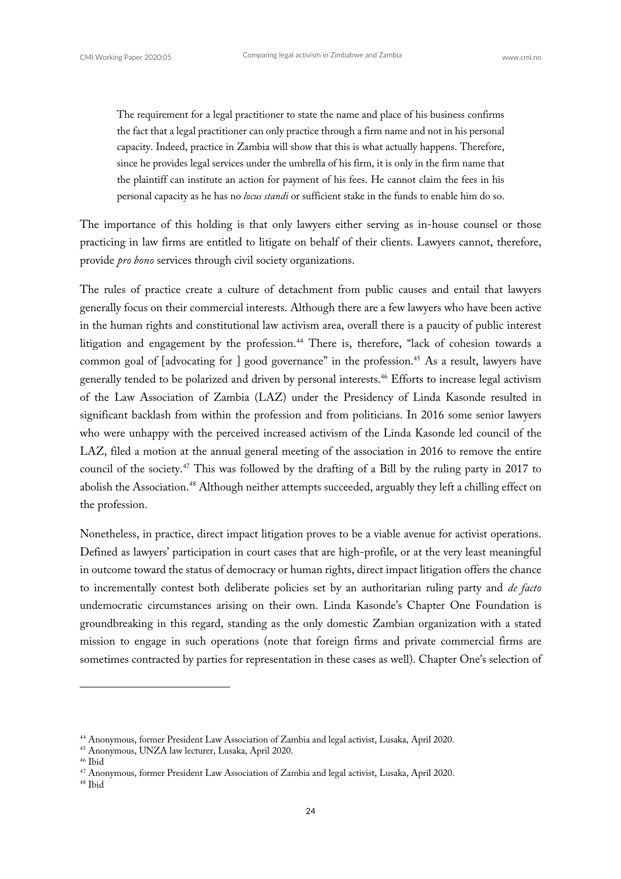> The requirement for a legal practitioner to state the name and place of his business confirms the fact that a legal practitioner can only practice through a firm name and not in his personal capacity. Indeed, practice in Zambia will show that this is what actually happens. Therefore, since he provides legal services under the umbrella of his firm, it is only in the firm name that the plaintiff can institute an action for payment of his fees. He cannot claim the fees in his personal capacity as he has no *locus standi* or sufficient stake in the funds to enable him do so.

The importance of this holding is that only lawyers either serving as in-house counsel or those practicing in law firms are entitled to litigate on behalf of their clients. Lawyers cannot, therefore, provide *pro bono* services through civil society organizations.

The rules of practice create a culture of detachment from public causes and entail that lawyers generally focus on their commercial interests. Although there are a few lawyers who have been active in the human rights and constitutional law activism area, overall there is a paucity of public interest litigation and engagement by the profession.[44] There is, therefore, "lack of cohesion towards a common goal of [advocating for ] good governance" in the profession.[45] As a result, lawyers have generally tended to be polarized and driven by personal interests.[46] Efforts to increase legal activism of the Law Association of Zambia (LAZ) under the Presidency of Linda Kasonde resulted in significant backlash from within the profession and from politicians. In 2016 some senior lawyers who were unhappy with the perceived increased activism of the Linda Kasonde led council of the LAZ, filed a motion at the annual general meeting of the association in 2016 to remove the entire council of the society.[47] This was followed by the drafting of a Bill by the ruling party in 2017 to abolish the Association.[48] Although neither attempts succeeded, arguably they left a chilling effect on the profession.

Nonetheless, in practice, direct impact litigation proves to be a viable avenue for activist operations. Defined as lawyers' participation in court cases that are high-profile, or at the very least meaningful in outcome toward the status of democracy or human rights, direct impact litigation offers the chance to incrementally contest both deliberate policies set by an authoritarian ruling party and *de facto* undemocratic circumstances arising on their own. Linda Kasonde's Chapter One Foundation is groundbreaking in this regard, standing as the only domestic Zambian organization with a stated mission to engage in such operations (note that foreign firms and private commercial firms are sometimes contracted by parties for representation in these cases as well). Chapter One's selection of

---

[44] Anonymous, former President Law Association of Zambia and legal activist, Lusaka, April 2020.

[45] Anonymous, UNZA law lecturer, Lusaka, April 2020.

[46] Ibid

[47] Anonymous, former President Law Association of Zambia and legal activist, Lusaka, April 2020.

[48] Ibid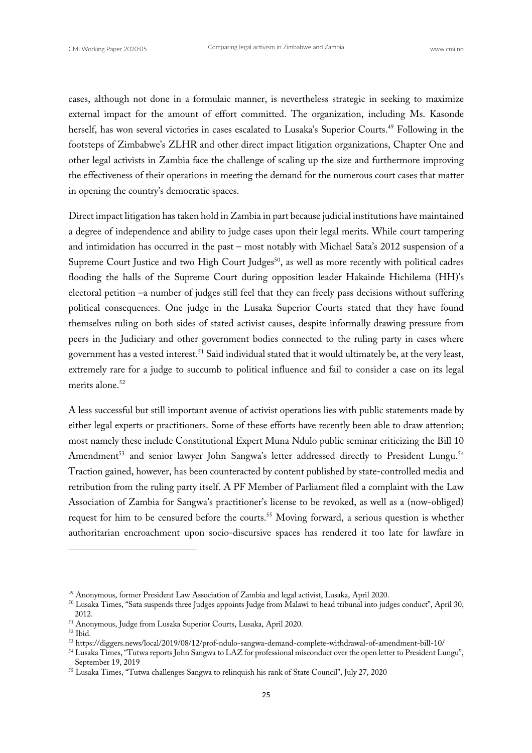cases, although not done in a formulaic manner, is nevertheless strategic in seeking to maximize external impact for the amount of effort committed. The organization, including Ms. Kasonde herself, has won several victories in cases escalated to Lusaka's Superior Courts.[49] Following in the footsteps of Zimbabwe's ZLHR and other direct impact litigation organizations, Chapter One and other legal activists in Zambia face the challenge of scaling up the size and furthermore improving the effectiveness of their operations in meeting the demand for the numerous court cases that matter in opening the country's democratic spaces.

Direct impact litigation has taken hold in Zambia in part because judicial institutions have maintained a degree of independence and ability to judge cases upon their legal merits. While court tampering and intimidation has occurred in the past – most notably with Michael Sata's 2012 suspension of a Supreme Court Justice and two High Court Judges[50], as well as more recently with political cadres flooding the halls of the Supreme Court during opposition leader Hakainde Hichilema (HH)'s electoral petition –a number of judges still feel that they can freely pass decisions without suffering political consequences. One judge in the Lusaka Superior Courts stated that they have found themselves ruling on both sides of stated activist causes, despite informally drawing pressure from peers in the Judiciary and other government bodies connected to the ruling party in cases where government has a vested interest.[51] Said individual stated that it would ultimately be, at the very least, extremely rare for a judge to succumb to political influence and fail to consider a case on its legal merits alone.[52]

A less successful but still important avenue of activist operations lies with public statements made by either legal experts or practitioners. Some of these efforts have recently been able to draw attention; most namely these include Constitutional Expert Muna Ndulo public seminar criticizing the Bill 10 Amendment[53] and senior lawyer John Sangwa's letter addressed directly to President Lungu.[54] Traction gained, however, has been counteracted by content published by state-controlled media and retribution from the ruling party itself. A PF Member of Parliament filed a complaint with the Law Association of Zambia for Sangwa's practitioner's license to be revoked, as well as a (now-obliged) request for him to be censured before the courts.[55] Moving forward, a serious question is whether authoritarian encroachment upon socio-discursive spaces has rendered it too late for lawfare in

---

[49] Anonymous, former President Law Association of Zambia and legal activist, Lusaka, April 2020.

[50] Lusaka Times, "Sata suspends three Judges appoints Judge from Malawi to head tribunal into judges conduct", April 30, 2012.

[51] Anonymous, Judge from Lusaka Superior Courts, Lusaka, April 2020.

[52] Ibid.

[53] https://diggers.news/local/2019/08/12/prof-ndulo-sangwa-demand-complete-withdrawal-of-amendment-bill-10/

[54] Lusaka Times, "Tutwa reports John Sangwa to LAZ for professional misconduct over the open letter to President Lungu", September 19, 2019

[55] Lusaka Times, "Tutwa challenges Sangwa to relinquish his rank of State Council", July 27, 2020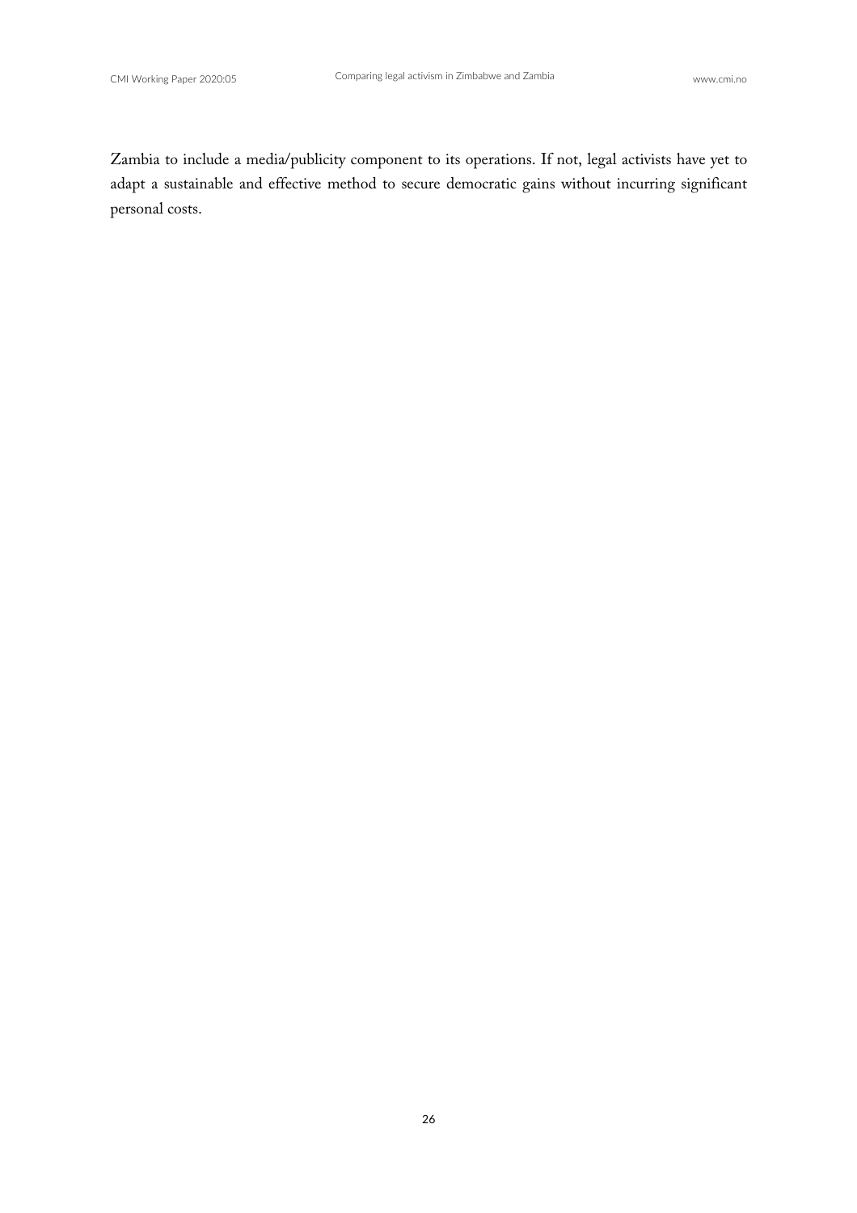Zambia to include a media/publicity component to its operations. If not, legal activists have yet to adapt a sustainable and effective method to secure democratic gains without incurring significant personal costs.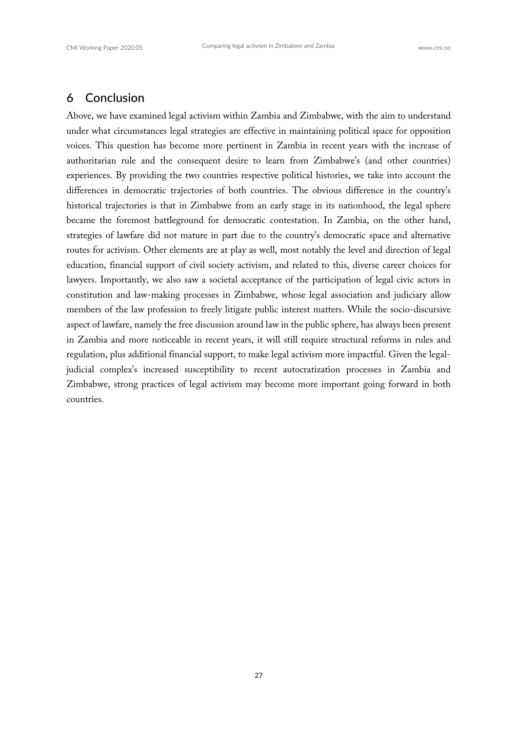## 6 Conclusion

Above, we have examined legal activism within Zambia and Zimbabwe, with the aim to understand under what circumstances legal strategies are effective in maintaining political space for opposition voices. This question has become more pertinent in Zambia in recent years with the increase of authoritarian rule and the consequent desire to learn from Zimbabwe's (and other countries) experiences. By providing the two countries respective political histories, we take into account the differences in democratic trajectories of both countries. The obvious difference in the country's historical trajectories is that in Zimbabwe from an early stage in its nationhood, the legal sphere became the foremost battleground for democratic contestation. In Zambia, on the other hand, strategies of lawfare did not mature in part due to the country's democratic space and alternative routes for activism. Other elements are at play as well, most notably the level and direction of legal education, financial support of civil society activism, and related to this, diverse career choices for lawyers. Importantly, we also saw a societal acceptance of the participation of legal civic actors in constitution and law-making processes in Zimbabwe, whose legal association and judiciary allow members of the law profession to freely litigate public interest matters. While the socio-discursive aspect of lawfare, namely the free discussion around law in the public sphere, has always been present in Zambia and more noticeable in recent years, it will still require structural reforms in rules and regulation, plus additional financial support, to make legal activism more impactful. Given the legal-judicial complex's increased susceptibility to recent autocratization processes in Zambia and Zimbabwe, strong practices of legal activism may become more important going forward in both countries.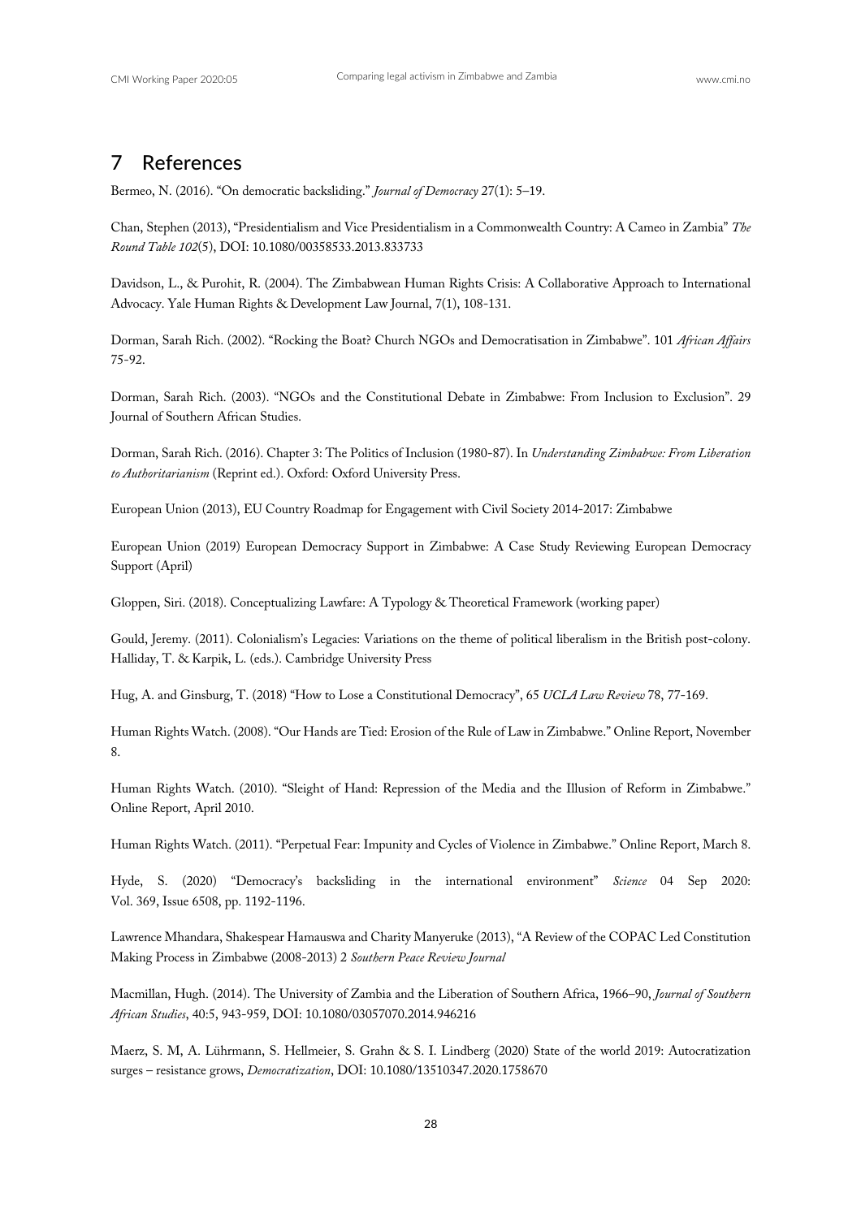## 7 References

Bermeo, N. (2016). "On democratic backsliding." *Journal of Democracy* 27(1): 5–19.

Chan, Stephen (2013), "Presidentialism and Vice Presidentialism in a Commonwealth Country: A Cameo in Zambia" *The Round Table 102*(5), DOI: 10.1080/00358533.2013.833733

Davidson, L., & Purohit, R. (2004). The Zimbabwean Human Rights Crisis: A Collaborative Approach to International Advocacy. Yale Human Rights & Development Law Journal, 7(1), 108-131.

Dorman, Sarah Rich. (2002). "Rocking the Boat? Church NGOs and Democratisation in Zimbabwe". 101 *African Affairs* 75-92.

Dorman, Sarah Rich. (2003). "NGOs and the Constitutional Debate in Zimbabwe: From Inclusion to Exclusion". 29 Journal of Southern African Studies.

Dorman, Sarah Rich. (2016). Chapter 3: The Politics of Inclusion (1980-87). In *Understanding Zimbabwe: From Liberation to Authoritarianism* (Reprint ed.). Oxford: Oxford University Press.

European Union (2013), EU Country Roadmap for Engagement with Civil Society 2014-2017: Zimbabwe

European Union (2019) European Democracy Support in Zimbabwe: A Case Study Reviewing European Democracy Support (April)

Gloppen, Siri. (2018). Conceptualizing Lawfare: A Typology & Theoretical Framework (working paper)

Gould, Jeremy. (2011). Colonialism's Legacies: Variations on the theme of political liberalism in the British post-colony. Halliday, T. & Karpik, L. (eds.). Cambridge University Press

Hug, A. and Ginsburg, T. (2018) "How to Lose a Constitutional Democracy", 65 *UCLA Law Review* 78, 77-169.

Human Rights Watch. (2008). "Our Hands are Tied: Erosion of the Rule of Law in Zimbabwe." Online Report, November 8.

Human Rights Watch. (2010). "Sleight of Hand: Repression of the Media and the Illusion of Reform in Zimbabwe." Online Report, April 2010.

Human Rights Watch. (2011). "Perpetual Fear: Impunity and Cycles of Violence in Zimbabwe." Online Report, March 8.

Hyde, S. (2020) "Democracy's backsliding in the international environment" *Science* 04 Sep 2020: Vol. 369, Issue 6508, pp. 1192-1196.

Lawrence Mhandara, Shakespear Hamauswa and Charity Manyeruke (2013), "A Review of the COPAC Led Constitution Making Process in Zimbabwe (2008-2013) 2 *Southern Peace Review Journal*

Macmillan, Hugh. (2014). The University of Zambia and the Liberation of Southern Africa, 1966–90, *Journal of Southern African Studies*, 40:5, 943-959, DOI: 10.1080/03057070.2014.946216

Maerz, S. M, A. Lührmann, S. Hellmeier, S. Grahn & S. I. Lindberg (2020) State of the world 2019: Autocratization surges – resistance grows, *Democratization*, DOI: 10.1080/13510347.2020.1758670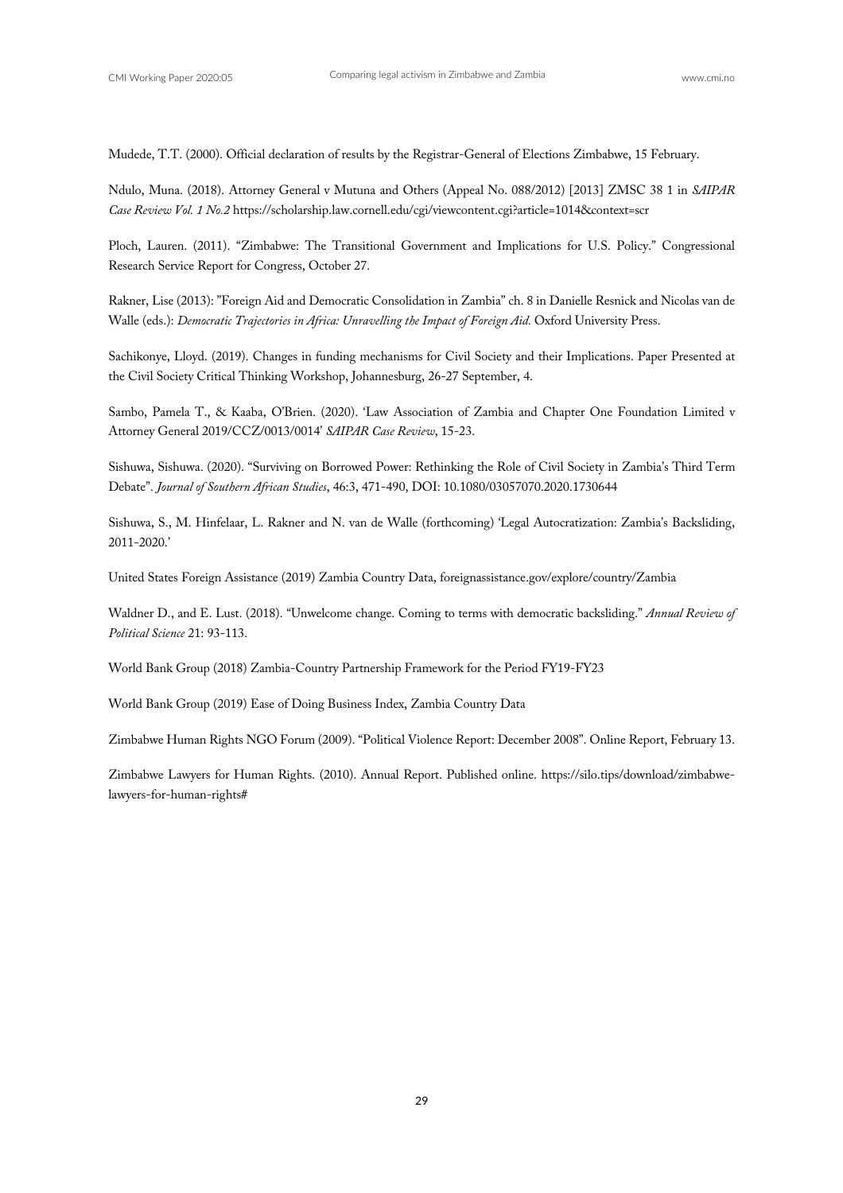Mudede, T.T. (2000). Official declaration of results by the Registrar-General of Elections Zimbabwe, 15 February.

Ndulo, Muna. (2018). Attorney General v Mutuna and Others (Appeal No. 088/2012) [2013] ZMSC 38 1 in *SAIPAR Case Review Vol. 1 No.2* https://scholarship.law.cornell.edu/cgi/viewcontent.cgi?article=1014&context=scr

Ploch, Lauren. (2011). "Zimbabwe: The Transitional Government and Implications for U.S. Policy." Congressional Research Service Report for Congress, October 27.

Rakner, Lise (2013): "Foreign Aid and Democratic Consolidation in Zambia" ch. 8 in Danielle Resnick and Nicolas van de Walle (eds.): *Democratic Trajectories in Africa: Unravelling the Impact of Foreign Aid.* Oxford University Press.

Sachikonye, Lloyd. (2019). Changes in funding mechanisms for Civil Society and their Implications. Paper Presented at the Civil Society Critical Thinking Workshop, Johannesburg, 26-27 September, 4.

Sambo, Pamela T., & Kaaba, O'Brien. (2020). 'Law Association of Zambia and Chapter One Foundation Limited v Attorney General 2019/CCZ/0013/0014' *SAIPAR Case Review*, 15-23.

Sishuwa, Sishuwa. (2020). "Surviving on Borrowed Power: Rethinking the Role of Civil Society in Zambia's Third Term Debate". *Journal of Southern African Studies*, 46:3, 471-490, DOI: 10.1080/03057070.2020.1730644

Sishuwa, S., M. Hinfelaar, L. Rakner and N. van de Walle (forthcoming) 'Legal Autocratization: Zambia's Backsliding, 2011-2020.'

United States Foreign Assistance (2019) Zambia Country Data, foreignassistance.gov/explore/country/Zambia

Waldner D., and E. Lust. (2018). "Unwelcome change. Coming to terms with democratic backsliding." *Annual Review of Political Science* 21: 93-113.

World Bank Group (2018) Zambia-Country Partnership Framework for the Period FY19-FY23

World Bank Group (2019) Ease of Doing Business Index, Zambia Country Data

Zimbabwe Human Rights NGO Forum (2009). "Political Violence Report: December 2008". Online Report, February 13.

Zimbabwe Lawyers for Human Rights. (2010). Annual Report. Published online. https://silo.tips/download/zimbabwe-lawyers-for-human-rights#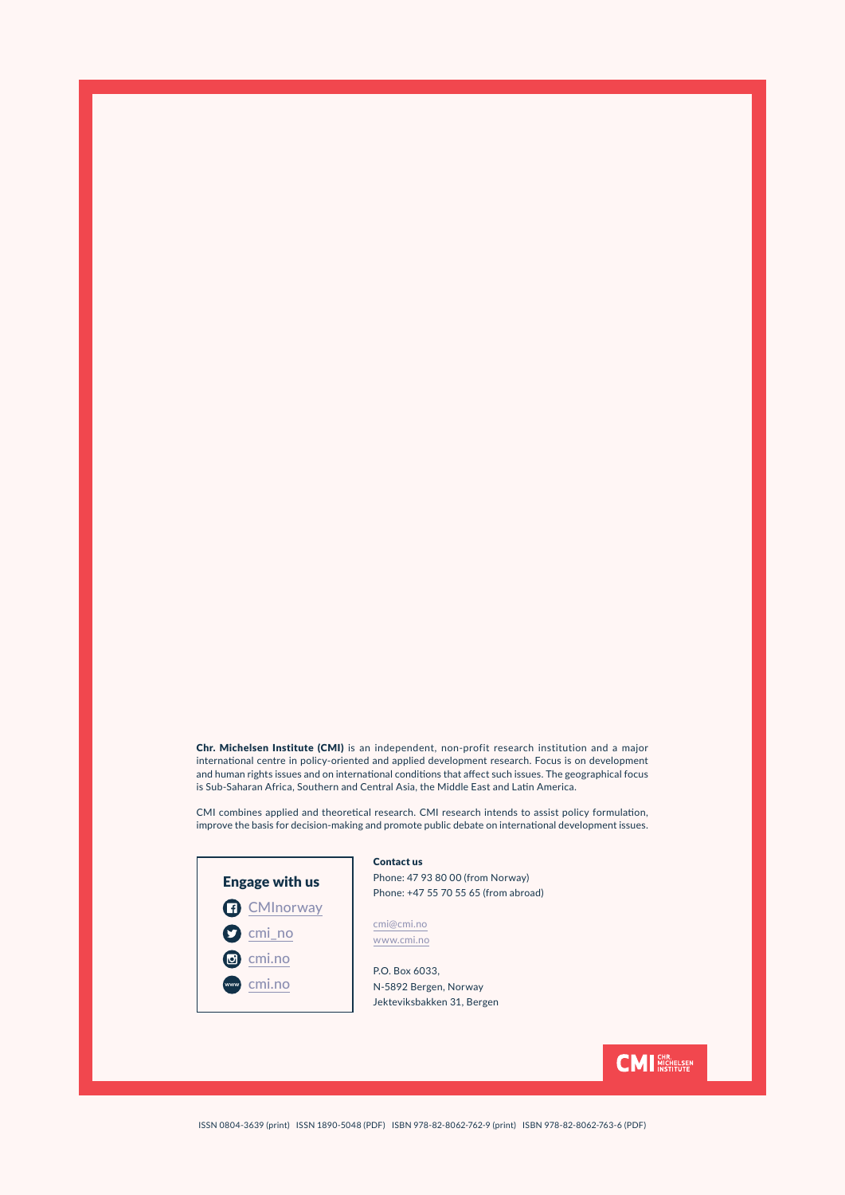**Chr. Michelsen Institute (CMI)** is an independent, non-profit research institution and a major international centre in policy-oriented and applied development research. Focus is on development and human rights issues and on international conditions that affect such issues. The geographical focus is Sub-Saharan Africa, Southern and Central Asia, the Middle East and Latin America.

CMI combines applied and theoretical research. CMI research intends to assist policy formulation, improve the basis for decision-making and promote public debate on international development issues.

## Engage with us

- CMInorway
- cmi_no
- cmi.no
- cmi.no

**Contact us**

Phone: 47 93 80 00 (from Norway)
Phone: +47 55 70 55 65 (from abroad)

cmi@cmi.no
www.cmi.no

P.O. Box 6033,
N-5892 Bergen, Norway
Jekteviksbakken 31, Bergen

CMI CHR. MICHELSEN INSTITUTE

ISSN 0804-3639 (print) ISSN 1890-5048 (PDF) ISBN 978-82-8062-762-9 (print) ISBN 978-82-8062-763-6 (PDF)